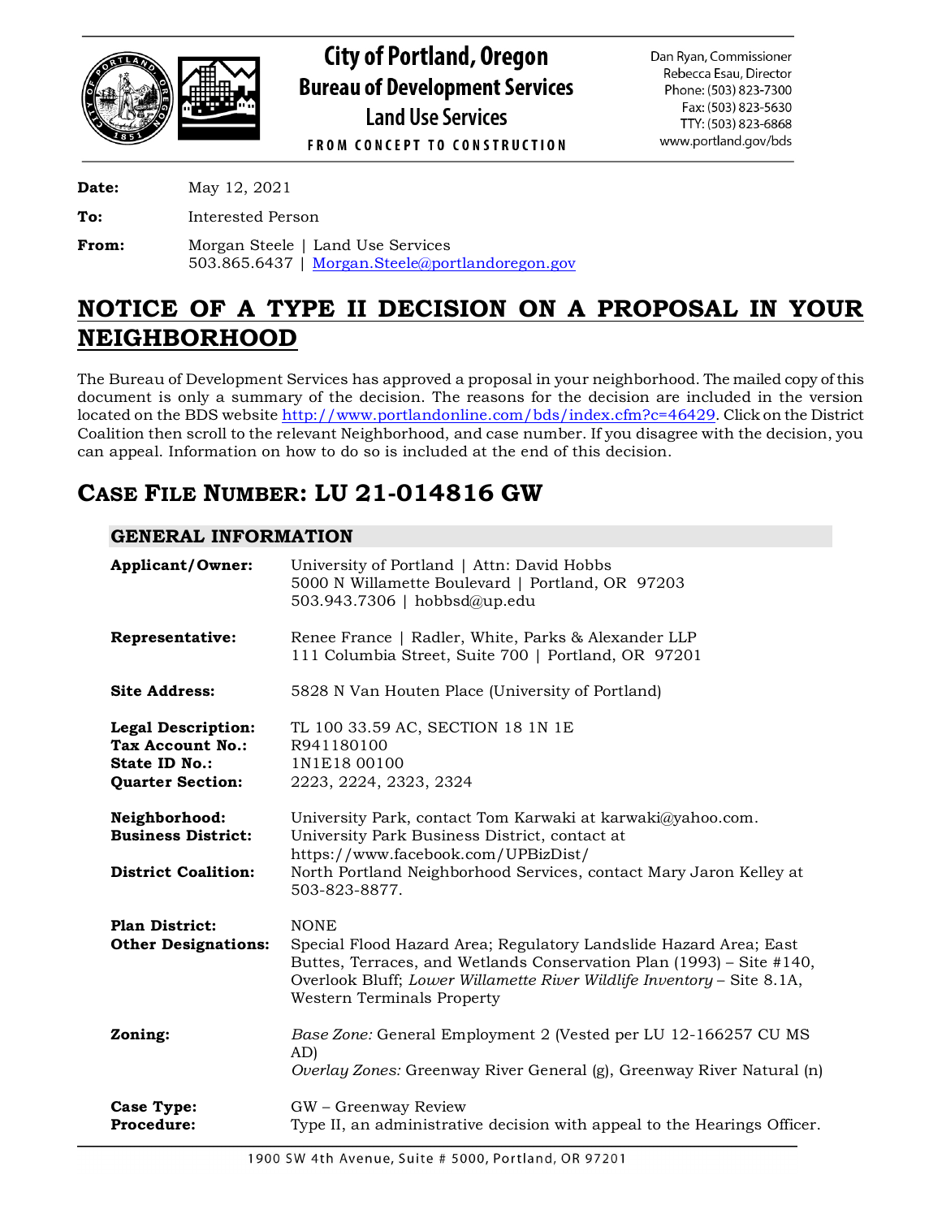# City of Portland, Oregon
## Bureau of Development Services
### Land Use Services

FROM CONCEPT TO CONSTRUCTION

Dan Ryan, Commissioner
Rebecca Esau, Director
Phone: (503) 823-7300
Fax: (503) 823-5630
TTY: (503) 823-6868
www.portland.gov/bds

**Date:** May 12, 2021

**To:** Interested Person

**From:** Morgan Steele | Land Use Services
503.865.6437 | Morgan.Steele@portlandoregon.gov

# NOTICE OF A TYPE II DECISION ON A PROPOSAL IN YOUR NEIGHBORHOOD

The Bureau of Development Services has approved a proposal in your neighborhood. The mailed copy of this document is only a summary of the decision. The reasons for the decision are included in the version located on the BDS website http://www.portlandonline.com/bds/index.cfm?c=46429. Click on the District Coalition then scroll to the relevant Neighborhood, and case number. If you disagree with the decision, you can appeal. Information on how to do so is included at the end of this decision.

# CASE FILE NUMBER: LU 21-014816 GW

## GENERAL INFORMATION

**Applicant/Owner:** University of Portland | Attn: David Hobbs
5000 N Willamette Boulevard | Portland, OR 97203
503.943.7306 | hobbsd@up.edu

**Representative:** Renee France | Radler, White, Parks & Alexander LLP
111 Columbia Street, Suite 700 | Portland, OR 97201

**Site Address:** 5828 N Van Houten Place (University of Portland)

**Legal Description:** TL 100 33.59 AC, SECTION 18 1N 1E
**Tax Account No.:** R941180100
**State ID No.:** 1N1E18 00100
**Quarter Section:** 2223, 2224, 2323, 2324

**Neighborhood:** University Park, contact Tom Karwaki at karwaki@yahoo.com.
**Business District:** University Park Business District, contact at https://www.facebook.com/UPBizDist/
**District Coalition:** North Portland Neighborhood Services, contact Mary Jaron Kelley at 503-823-8877.

**Plan District:** NONE
**Other Designations:** Special Flood Hazard Area; Regulatory Landslide Hazard Area; East Buttes, Terraces, and Wetlands Conservation Plan (1993) – Site #140, Overlook Bluff; *Lower Willamette River Wildlife Inventory* – Site 8.1A, Western Terminals Property

**Zoning:** *Base Zone:* General Employment 2 (Vested per LU 12-166257 CU MS AD)
*Overlay Zones:* Greenway River General (g), Greenway River Natural (n)

**Case Type:** GW – Greenway Review
**Procedure:** Type II, an administrative decision with appeal to the Hearings Officer.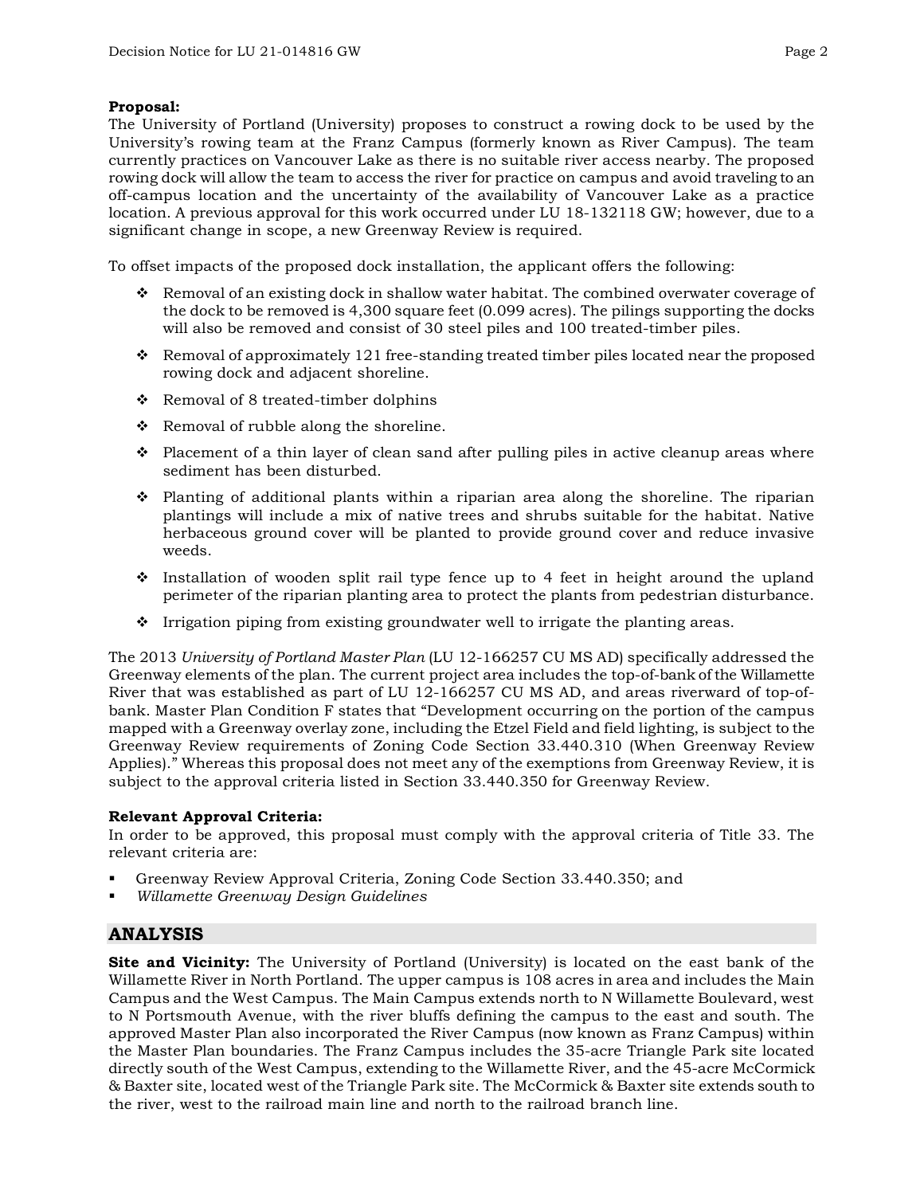**Proposal:**
The University of Portland (University) proposes to construct a rowing dock to be used by the University's rowing team at the Franz Campus (formerly known as River Campus). The team currently practices on Vancouver Lake as there is no suitable river access nearby. The proposed rowing dock will allow the team to access the river for practice on campus and avoid traveling to an off-campus location and the uncertainty of the availability of Vancouver Lake as a practice location. A previous approval for this work occurred under LU 18-132118 GW; however, due to a significant change in scope, a new Greenway Review is required.

To offset impacts of the proposed dock installation, the applicant offers the following:

- Removal of an existing dock in shallow water habitat. The combined overwater coverage of the dock to be removed is 4,300 square feet (0.099 acres). The pilings supporting the docks will also be removed and consist of 30 steel piles and 100 treated-timber piles.
- Removal of approximately 121 free-standing treated timber piles located near the proposed rowing dock and adjacent shoreline.
- Removal of 8 treated-timber dolphins
- Removal of rubble along the shoreline.
- Placement of a thin layer of clean sand after pulling piles in active cleanup areas where sediment has been disturbed.
- Planting of additional plants within a riparian area along the shoreline. The riparian plantings will include a mix of native trees and shrubs suitable for the habitat. Native herbaceous ground cover will be planted to provide ground cover and reduce invasive weeds.
- Installation of wooden split rail type fence up to 4 feet in height around the upland perimeter of the riparian planting area to protect the plants from pedestrian disturbance.
- Irrigation piping from existing groundwater well to irrigate the planting areas.

The 2013 *University of Portland Master Plan* (LU 12-166257 CU MS AD) specifically addressed the Greenway elements of the plan. The current project area includes the top-of-bank of the Willamette River that was established as part of LU 12-166257 CU MS AD, and areas riverward of top-of-bank. Master Plan Condition F states that "Development occurring on the portion of the campus mapped with a Greenway overlay zone, including the Etzel Field and field lighting, is subject to the Greenway Review requirements of Zoning Code Section 33.440.310 (When Greenway Review Applies)." Whereas this proposal does not meet any of the exemptions from Greenway Review, it is subject to the approval criteria listed in Section 33.440.350 for Greenway Review.

**Relevant Approval Criteria:**
In order to be approved, this proposal must comply with the approval criteria of Title 33. The relevant criteria are:

- Greenway Review Approval Criteria, Zoning Code Section 33.440.350; and
- *Willamette Greenway Design Guidelines*

## ANALYSIS

**Site and Vicinity:** The University of Portland (University) is located on the east bank of the Willamette River in North Portland. The upper campus is 108 acres in area and includes the Main Campus and the West Campus. The Main Campus extends north to N Willamette Boulevard, west to N Portsmouth Avenue, with the river bluffs defining the campus to the east and south. The approved Master Plan also incorporated the River Campus (now known as Franz Campus) within the Master Plan boundaries. The Franz Campus includes the 35-acre Triangle Park site located directly south of the West Campus, extending to the Willamette River, and the 45-acre McCormick & Baxter site, located west of the Triangle Park site. The McCormick & Baxter site extends south to the river, west to the railroad main line and north to the railroad branch line.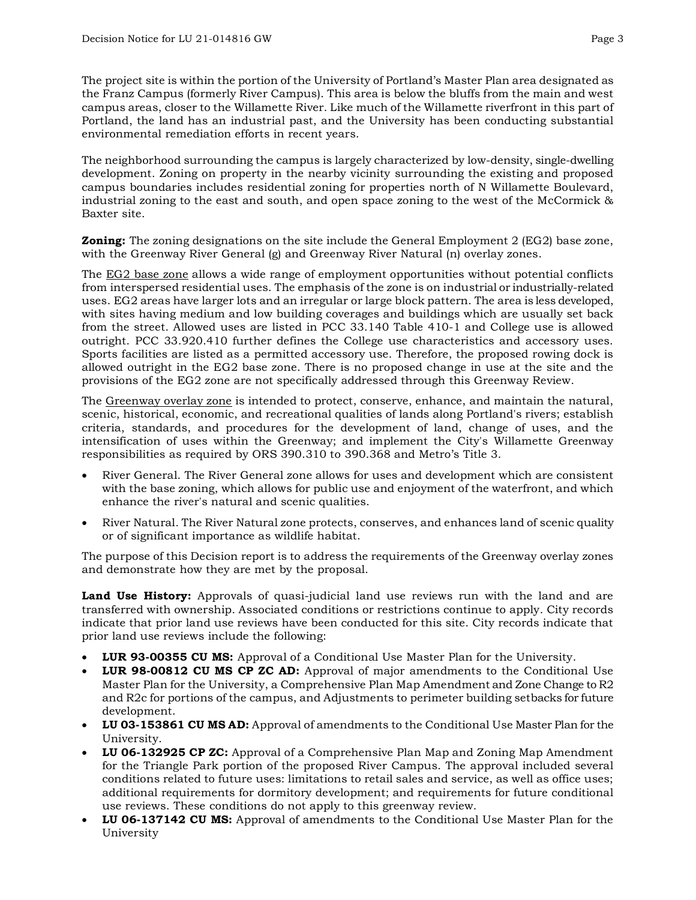The project site is within the portion of the University of Portland's Master Plan area designated as the Franz Campus (formerly River Campus). This area is below the bluffs from the main and west campus areas, closer to the Willamette River. Like much of the Willamette riverfront in this part of Portland, the land has an industrial past, and the University has been conducting substantial environmental remediation efforts in recent years.

The neighborhood surrounding the campus is largely characterized by low-density, single-dwelling development. Zoning on property in the nearby vicinity surrounding the existing and proposed campus boundaries includes residential zoning for properties north of N Willamette Boulevard, industrial zoning to the east and south, and open space zoning to the west of the McCormick & Baxter site.

**Zoning:** The zoning designations on the site include the General Employment 2 (EG2) base zone, with the Greenway River General (g) and Greenway River Natural (n) overlay zones.

The EG2 base zone allows a wide range of employment opportunities without potential conflicts from interspersed residential uses. The emphasis of the zone is on industrial or industrially-related uses. EG2 areas have larger lots and an irregular or large block pattern. The area is less developed, with sites having medium and low building coverages and buildings which are usually set back from the street. Allowed uses are listed in PCC 33.140 Table 410-1 and College use is allowed outright. PCC 33.920.410 further defines the College use characteristics and accessory uses. Sports facilities are listed as a permitted accessory use. Therefore, the proposed rowing dock is allowed outright in the EG2 base zone. There is no proposed change in use at the site and the provisions of the EG2 zone are not specifically addressed through this Greenway Review.

The Greenway overlay zone is intended to protect, conserve, enhance, and maintain the natural, scenic, historical, economic, and recreational qualities of lands along Portland's rivers; establish criteria, standards, and procedures for the development of land, change of uses, and the intensification of uses within the Greenway; and implement the City's Willamette Greenway responsibilities as required by ORS 390.310 to 390.368 and Metro's Title 3.

- River General. The River General zone allows for uses and development which are consistent with the base zoning, which allows for public use and enjoyment of the waterfront, and which enhance the river's natural and scenic qualities.
- River Natural. The River Natural zone protects, conserves, and enhances land of scenic quality or of significant importance as wildlife habitat.

The purpose of this Decision report is to address the requirements of the Greenway overlay zones and demonstrate how they are met by the proposal.

**Land Use History:** Approvals of quasi-judicial land use reviews run with the land and are transferred with ownership. Associated conditions or restrictions continue to apply. City records indicate that prior land use reviews have been conducted for this site. City records indicate that prior land use reviews include the following:

- **LUR 93-00355 CU MS:** Approval of a Conditional Use Master Plan for the University.
- **LUR 98-00812 CU MS CP ZC AD:** Approval of major amendments to the Conditional Use Master Plan for the University, a Comprehensive Plan Map Amendment and Zone Change to R2 and R2c for portions of the campus, and Adjustments to perimeter building setbacks for future development.
- **LU 03-153861 CU MS AD:** Approval of amendments to the Conditional Use Master Plan for the University.
- **LU 06-132925 CP ZC:** Approval of a Comprehensive Plan Map and Zoning Map Amendment for the Triangle Park portion of the proposed River Campus. The approval included several conditions related to future uses: limitations to retail sales and service, as well as office uses; additional requirements for dormitory development; and requirements for future conditional use reviews. These conditions do not apply to this greenway review.
- **LU 06-137142 CU MS:** Approval of amendments to the Conditional Use Master Plan for the University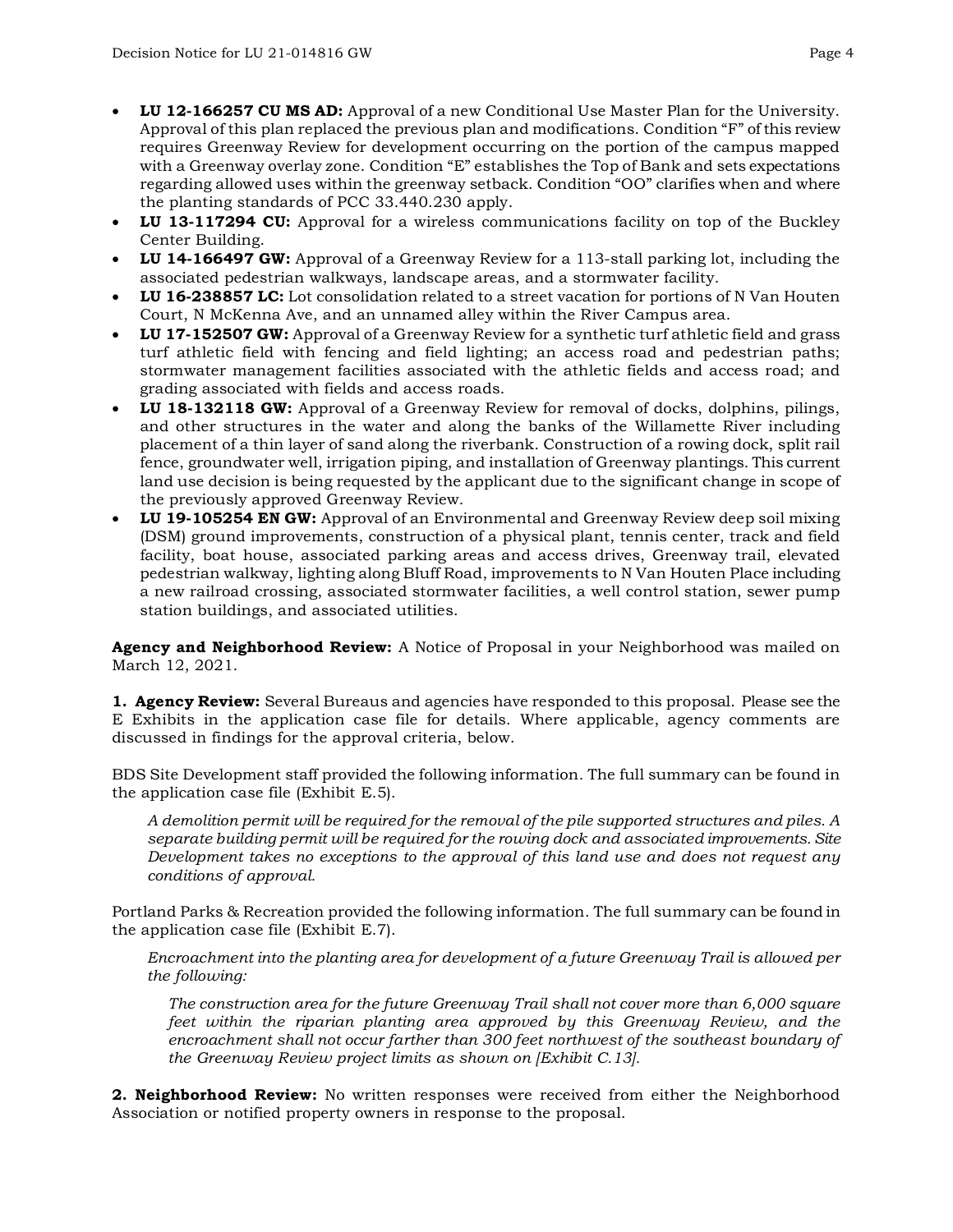- **LU 12-166257 CU MS AD:** Approval of a new Conditional Use Master Plan for the University. Approval of this plan replaced the previous plan and modifications. Condition "F" of this review requires Greenway Review for development occurring on the portion of the campus mapped with a Greenway overlay zone. Condition "E" establishes the Top of Bank and sets expectations regarding allowed uses within the greenway setback. Condition "OO" clarifies when and where the planting standards of PCC 33.440.230 apply.
- **LU 13-117294 CU:** Approval for a wireless communications facility on top of the Buckley Center Building.
- **LU 14-166497 GW:** Approval of a Greenway Review for a 113-stall parking lot, including the associated pedestrian walkways, landscape areas, and a stormwater facility.
- **LU 16-238857 LC:** Lot consolidation related to a street vacation for portions of N Van Houten Court, N McKenna Ave, and an unnamed alley within the River Campus area.
- **LU 17-152507 GW:** Approval of a Greenway Review for a synthetic turf athletic field and grass turf athletic field with fencing and field lighting; an access road and pedestrian paths; stormwater management facilities associated with the athletic fields and access road; and grading associated with fields and access roads.
- **LU 18-132118 GW:** Approval of a Greenway Review for removal of docks, dolphins, pilings, and other structures in the water and along the banks of the Willamette River including placement of a thin layer of sand along the riverbank. Construction of a rowing dock, split rail fence, groundwater well, irrigation piping, and installation of Greenway plantings. This current land use decision is being requested by the applicant due to the significant change in scope of the previously approved Greenway Review.
- **LU 19-105254 EN GW:** Approval of an Environmental and Greenway Review deep soil mixing (DSM) ground improvements, construction of a physical plant, tennis center, track and field facility, boat house, associated parking areas and access drives, Greenway trail, elevated pedestrian walkway, lighting along Bluff Road, improvements to N Van Houten Place including a new railroad crossing, associated stormwater facilities, a well control station, sewer pump station buildings, and associated utilities.

**Agency and Neighborhood Review:** A Notice of Proposal in your Neighborhood was mailed on March 12, 2021.

**1. Agency Review:** Several Bureaus and agencies have responded to this proposal. Please see the E Exhibits in the application case file for details. Where applicable, agency comments are discussed in findings for the approval criteria, below.

BDS Site Development staff provided the following information. The full summary can be found in the application case file (Exhibit E.5).

> *A demolition permit will be required for the removal of the pile supported structures and piles. A separate building permit will be required for the rowing dock and associated improvements. Site Development takes no exceptions to the approval of this land use and does not request any conditions of approval.*

Portland Parks & Recreation provided the following information. The full summary can be found in the application case file (Exhibit E.7).

> *Encroachment into the planting area for development of a future Greenway Trail is allowed per the following:*
>
> > *The construction area for the future Greenway Trail shall not cover more than 6,000 square feet within the riparian planting area approved by this Greenway Review, and the encroachment shall not occur farther than 300 feet northwest of the southeast boundary of the Greenway Review project limits as shown on [Exhibit C.13].*

**2. Neighborhood Review:** No written responses were received from either the Neighborhood Association or notified property owners in response to the proposal.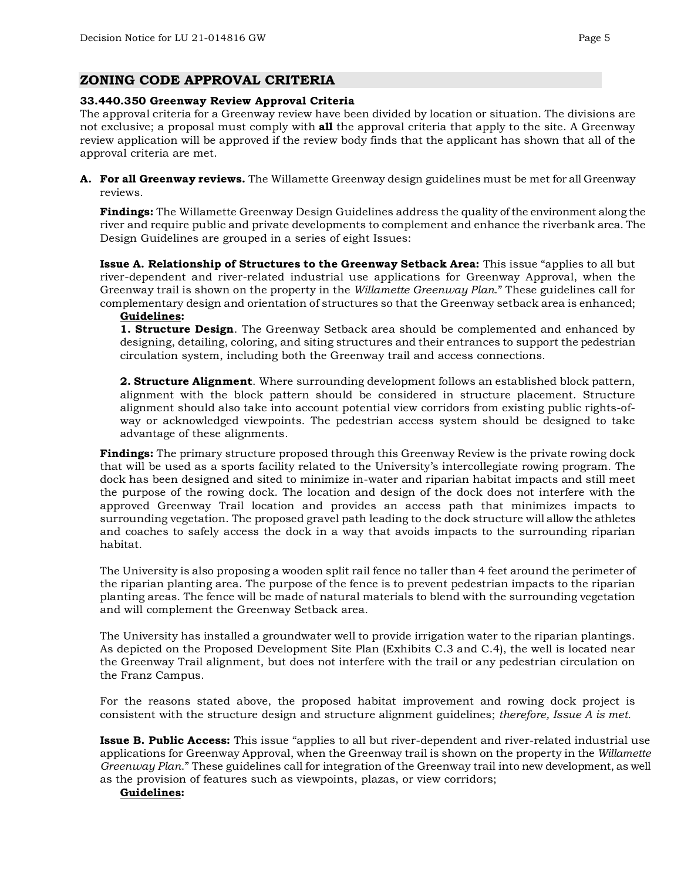## ZONING CODE APPROVAL CRITERIA

**33.440.350 Greenway Review Approval Criteria**

The approval criteria for a Greenway review have been divided by location or situation. The divisions are not exclusive; a proposal must comply with **all** the approval criteria that apply to the site. A Greenway review application will be approved if the review body finds that the applicant has shown that all of the approval criteria are met.

**A. For all Greenway reviews.** The Willamette Greenway design guidelines must be met for all Greenway reviews.

**Findings:** The Willamette Greenway Design Guidelines address the quality of the environment along the river and require public and private developments to complement and enhance the riverbank area. The Design Guidelines are grouped in a series of eight Issues:

**Issue A. Relationship of Structures to the Greenway Setback Area:** This issue "applies to all but river-dependent and river-related industrial use applications for Greenway Approval, when the Greenway trail is shown on the property in the *Willamette Greenway Plan*." These guidelines call for complementary design and orientation of structures so that the Greenway setback area is enhanced;

**Guidelines:**

**1. Structure Design**. The Greenway Setback area should be complemented and enhanced by designing, detailing, coloring, and siting structures and their entrances to support the pedestrian circulation system, including both the Greenway trail and access connections.

**2. Structure Alignment**. Where surrounding development follows an established block pattern, alignment with the block pattern should be considered in structure placement. Structure alignment should also take into account potential view corridors from existing public rights-of-way or acknowledged viewpoints. The pedestrian access system should be designed to take advantage of these alignments.

**Findings:** The primary structure proposed through this Greenway Review is the private rowing dock that will be used as a sports facility related to the University's intercollegiate rowing program. The dock has been designed and sited to minimize in-water and riparian habitat impacts and still meet the purpose of the rowing dock. The location and design of the dock does not interfere with the approved Greenway Trail location and provides an access path that minimizes impacts to surrounding vegetation. The proposed gravel path leading to the dock structure will allow the athletes and coaches to safely access the dock in a way that avoids impacts to the surrounding riparian habitat.

The University is also proposing a wooden split rail fence no taller than 4 feet around the perimeter of the riparian planting area. The purpose of the fence is to prevent pedestrian impacts to the riparian planting areas. The fence will be made of natural materials to blend with the surrounding vegetation and will complement the Greenway Setback area.

The University has installed a groundwater well to provide irrigation water to the riparian plantings. As depicted on the Proposed Development Site Plan (Exhibits C.3 and C.4), the well is located near the Greenway Trail alignment, but does not interfere with the trail or any pedestrian circulation on the Franz Campus.

For the reasons stated above, the proposed habitat improvement and rowing dock project is consistent with the structure design and structure alignment guidelines; *therefore, Issue A is met.*

**Issue B. Public Access:** This issue "applies to all but river-dependent and river-related industrial use applications for Greenway Approval, when the Greenway trail is shown on the property in the *Willamette Greenway Plan*." These guidelines call for integration of the Greenway trail into new development, as well as the provision of features such as viewpoints, plazas, or view corridors;

**Guidelines:**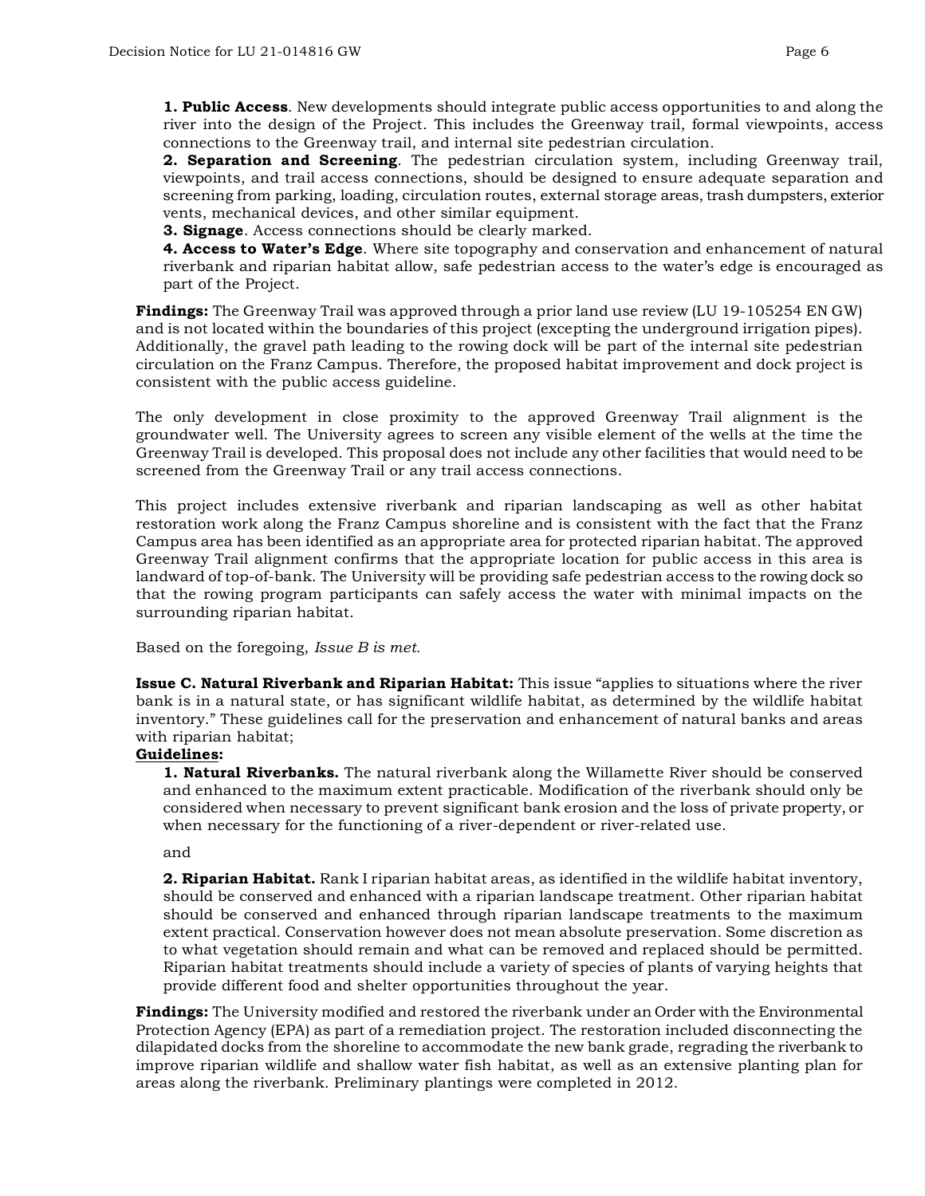**1. Public Access**. New developments should integrate public access opportunities to and along the river into the design of the Project. This includes the Greenway trail, formal viewpoints, access connections to the Greenway trail, and internal site pedestrian circulation.

**2. Separation and Screening**. The pedestrian circulation system, including Greenway trail, viewpoints, and trail access connections, should be designed to ensure adequate separation and screening from parking, loading, circulation routes, external storage areas, trash dumpsters, exterior vents, mechanical devices, and other similar equipment.

**3. Signage**. Access connections should be clearly marked.

**4. Access to Water's Edge**. Where site topography and conservation and enhancement of natural riverbank and riparian habitat allow, safe pedestrian access to the water's edge is encouraged as part of the Project.

**Findings:** The Greenway Trail was approved through a prior land use review (LU 19-105254 EN GW) and is not located within the boundaries of this project (excepting the underground irrigation pipes). Additionally, the gravel path leading to the rowing dock will be part of the internal site pedestrian circulation on the Franz Campus. Therefore, the proposed habitat improvement and dock project is consistent with the public access guideline.

The only development in close proximity to the approved Greenway Trail alignment is the groundwater well. The University agrees to screen any visible element of the wells at the time the Greenway Trail is developed. This proposal does not include any other facilities that would need to be screened from the Greenway Trail or any trail access connections.

This project includes extensive riverbank and riparian landscaping as well as other habitat restoration work along the Franz Campus shoreline and is consistent with the fact that the Franz Campus area has been identified as an appropriate area for protected riparian habitat. The approved Greenway Trail alignment confirms that the appropriate location for public access in this area is landward of top-of-bank. The University will be providing safe pedestrian access to the rowing dock so that the rowing program participants can safely access the water with minimal impacts on the surrounding riparian habitat.

Based on the foregoing, *Issue B is met.*

**Issue C. Natural Riverbank and Riparian Habitat:** This issue "applies to situations where the river bank is in a natural state, or has significant wildlife habitat, as determined by the wildlife habitat inventory." These guidelines call for the preservation and enhancement of natural banks and areas with riparian habitat;

**<u>Guidelines</u>:**

**1. Natural Riverbanks.** The natural riverbank along the Willamette River should be conserved and enhanced to the maximum extent practicable. Modification of the riverbank should only be considered when necessary to prevent significant bank erosion and the loss of private property, or when necessary for the functioning of a river-dependent or river-related use.

and

**2. Riparian Habitat.** Rank I riparian habitat areas, as identified in the wildlife habitat inventory, should be conserved and enhanced with a riparian landscape treatment. Other riparian habitat should be conserved and enhanced through riparian landscape treatments to the maximum extent practical. Conservation however does not mean absolute preservation. Some discretion as to what vegetation should remain and what can be removed and replaced should be permitted. Riparian habitat treatments should include a variety of species of plants of varying heights that provide different food and shelter opportunities throughout the year.

**Findings:** The University modified and restored the riverbank under an Order with the Environmental Protection Agency (EPA) as part of a remediation project. The restoration included disconnecting the dilapidated docks from the shoreline to accommodate the new bank grade, regrading the riverbank to improve riparian wildlife and shallow water fish habitat, as well as an extensive planting plan for areas along the riverbank. Preliminary plantings were completed in 2012.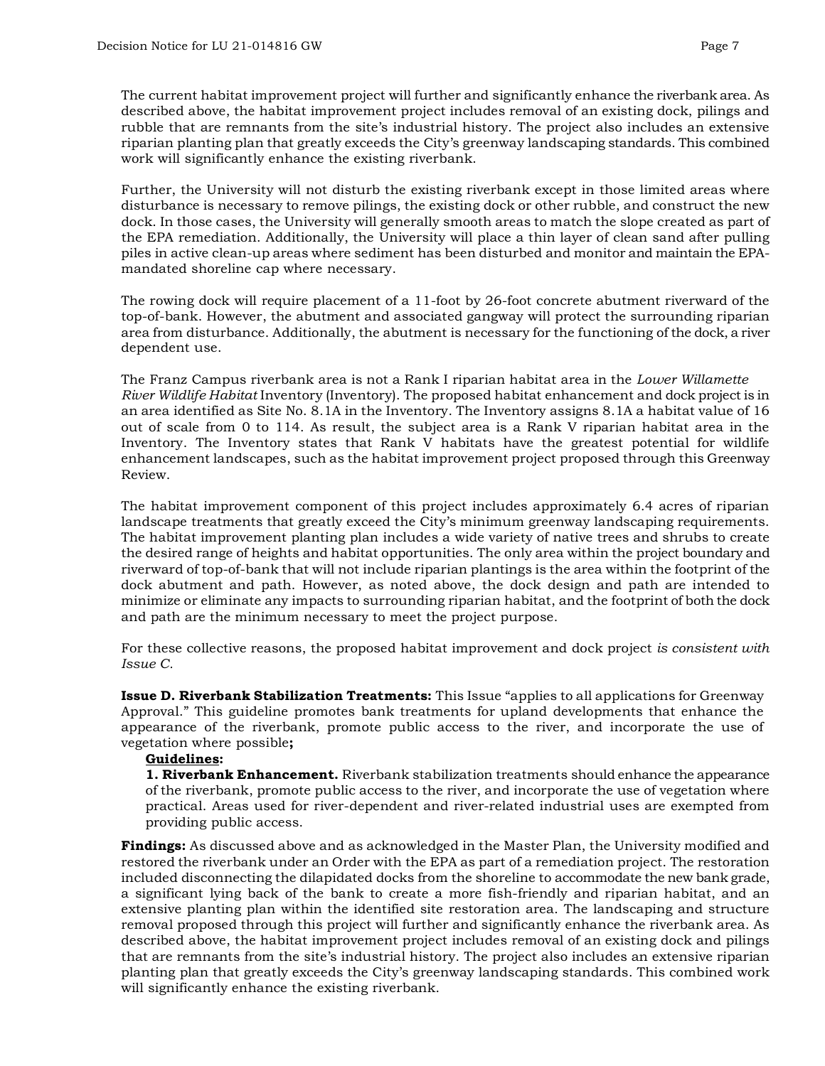The current habitat improvement project will further and significantly enhance the riverbank area. As described above, the habitat improvement project includes removal of an existing dock, pilings and rubble that are remnants from the site's industrial history. The project also includes an extensive riparian planting plan that greatly exceeds the City's greenway landscaping standards. This combined work will significantly enhance the existing riverbank.

Further, the University will not disturb the existing riverbank except in those limited areas where disturbance is necessary to remove pilings, the existing dock or other rubble, and construct the new dock. In those cases, the University will generally smooth areas to match the slope created as part of the EPA remediation. Additionally, the University will place a thin layer of clean sand after pulling piles in active clean-up areas where sediment has been disturbed and monitor and maintain the EPA-mandated shoreline cap where necessary.

The rowing dock will require placement of a 11-foot by 26-foot concrete abutment riverward of the top-of-bank. However, the abutment and associated gangway will protect the surrounding riparian area from disturbance. Additionally, the abutment is necessary for the functioning of the dock, a river dependent use.

The Franz Campus riverbank area is not a Rank I riparian habitat area in the *Lower Willamette River Wildlife Habitat* Inventory (Inventory). The proposed habitat enhancement and dock project is in an area identified as Site No. 8.1A in the Inventory. The Inventory assigns 8.1A a habitat value of 16 out of scale from 0 to 114. As result, the subject area is a Rank V riparian habitat area in the Inventory. The Inventory states that Rank V habitats have the greatest potential for wildlife enhancement landscapes, such as the habitat improvement project proposed through this Greenway Review.

The habitat improvement component of this project includes approximately 6.4 acres of riparian landscape treatments that greatly exceed the City's minimum greenway landscaping requirements. The habitat improvement planting plan includes a wide variety of native trees and shrubs to create the desired range of heights and habitat opportunities. The only area within the project boundary and riverward of top-of-bank that will not include riparian plantings is the area within the footprint of the dock abutment and path. However, as noted above, the dock design and path are intended to minimize or eliminate any impacts to surrounding riparian habitat, and the footprint of both the dock and path are the minimum necessary to meet the project purpose.

For these collective reasons, the proposed habitat improvement and dock project *is consistent with Issue C*.

**Issue D. Riverbank Stabilization Treatments:** This Issue "applies to all applications for Greenway Approval." This guideline promotes bank treatments for upland developments that enhance the appearance of the riverbank, promote public access to the river, and incorporate the use of vegetation where possible**;**

**Guidelines:**

**1. Riverbank Enhancement.** Riverbank stabilization treatments should enhance the appearance of the riverbank, promote public access to the river, and incorporate the use of vegetation where practical. Areas used for river-dependent and river-related industrial uses are exempted from providing public access.

**Findings:** As discussed above and as acknowledged in the Master Plan, the University modified and restored the riverbank under an Order with the EPA as part of a remediation project. The restoration included disconnecting the dilapidated docks from the shoreline to accommodate the new bank grade, a significant lying back of the bank to create a more fish-friendly and riparian habitat, and an extensive planting plan within the identified site restoration area. The landscaping and structure removal proposed through this project will further and significantly enhance the riverbank area. As described above, the habitat improvement project includes removal of an existing dock and pilings that are remnants from the site's industrial history. The project also includes an extensive riparian planting plan that greatly exceeds the City's greenway landscaping standards. This combined work will significantly enhance the existing riverbank.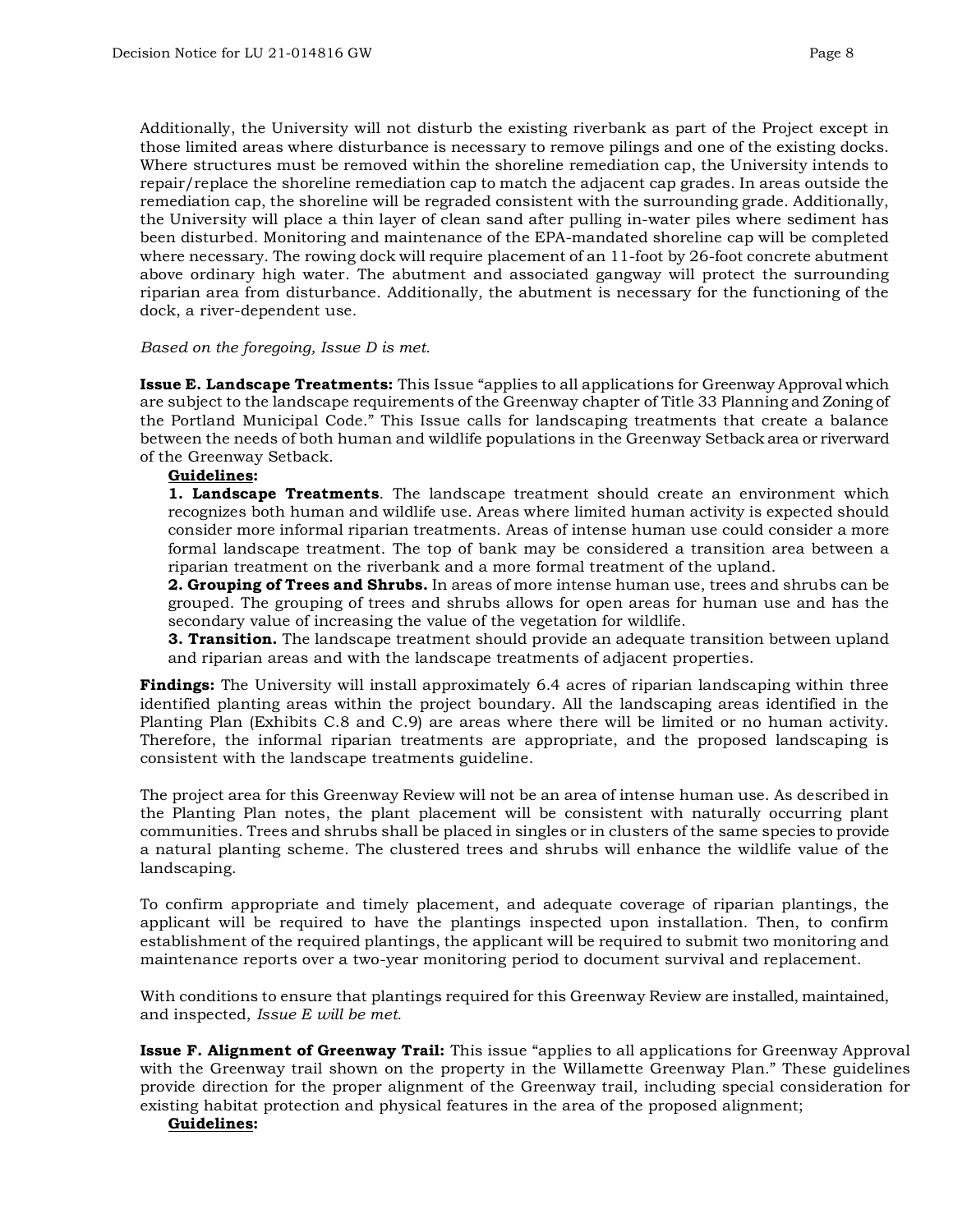Additionally, the University will not disturb the existing riverbank as part of the Project except in those limited areas where disturbance is necessary to remove pilings and one of the existing docks. Where structures must be removed within the shoreline remediation cap, the University intends to repair/replace the shoreline remediation cap to match the adjacent cap grades. In areas outside the remediation cap, the shoreline will be regraded consistent with the surrounding grade. Additionally, the University will place a thin layer of clean sand after pulling in-water piles where sediment has been disturbed. Monitoring and maintenance of the EPA-mandated shoreline cap will be completed where necessary. The rowing dock will require placement of an 11-foot by 26-foot concrete abutment above ordinary high water. The abutment and associated gangway will protect the surrounding riparian area from disturbance. Additionally, the abutment is necessary for the functioning of the dock, a river-dependent use.

*Based on the foregoing, Issue D is met.*

**Issue E. Landscape Treatments:** This Issue "applies to all applications for Greenway Approval which are subject to the landscape requirements of the Greenway chapter of Title 33 Planning and Zoning of the Portland Municipal Code." This Issue calls for landscaping treatments that create a balance between the needs of both human and wildlife populations in the Greenway Setback area or riverward of the Greenway Setback.

**Guidelines:**

**1. Landscape Treatments**. The landscape treatment should create an environment which recognizes both human and wildlife use. Areas where limited human activity is expected should consider more informal riparian treatments. Areas of intense human use could consider a more formal landscape treatment. The top of bank may be considered a transition area between a riparian treatment on the riverbank and a more formal treatment of the upland.

**2. Grouping of Trees and Shrubs.** In areas of more intense human use, trees and shrubs can be grouped. The grouping of trees and shrubs allows for open areas for human use and has the secondary value of increasing the value of the vegetation for wildlife.

**3. Transition.** The landscape treatment should provide an adequate transition between upland and riparian areas and with the landscape treatments of adjacent properties.

**Findings:** The University will install approximately 6.4 acres of riparian landscaping within three identified planting areas within the project boundary. All the landscaping areas identified in the Planting Plan (Exhibits C.8 and C.9) are areas where there will be limited or no human activity. Therefore, the informal riparian treatments are appropriate, and the proposed landscaping is consistent with the landscape treatments guideline.

The project area for this Greenway Review will not be an area of intense human use. As described in the Planting Plan notes, the plant placement will be consistent with naturally occurring plant communities. Trees and shrubs shall be placed in singles or in clusters of the same species to provide a natural planting scheme. The clustered trees and shrubs will enhance the wildlife value of the landscaping.

To confirm appropriate and timely placement, and adequate coverage of riparian plantings, the applicant will be required to have the plantings inspected upon installation. Then, to confirm establishment of the required plantings, the applicant will be required to submit two monitoring and maintenance reports over a two-year monitoring period to document survival and replacement.

With conditions to ensure that plantings required for this Greenway Review are installed, maintained, and inspected, *Issue E will be met.*

**Issue F. Alignment of Greenway Trail:** This issue "applies to all applications for Greenway Approval with the Greenway trail shown on the property in the Willamette Greenway Plan." These guidelines provide direction for the proper alignment of the Greenway trail, including special consideration for existing habitat protection and physical features in the area of the proposed alignment;

**Guidelines:**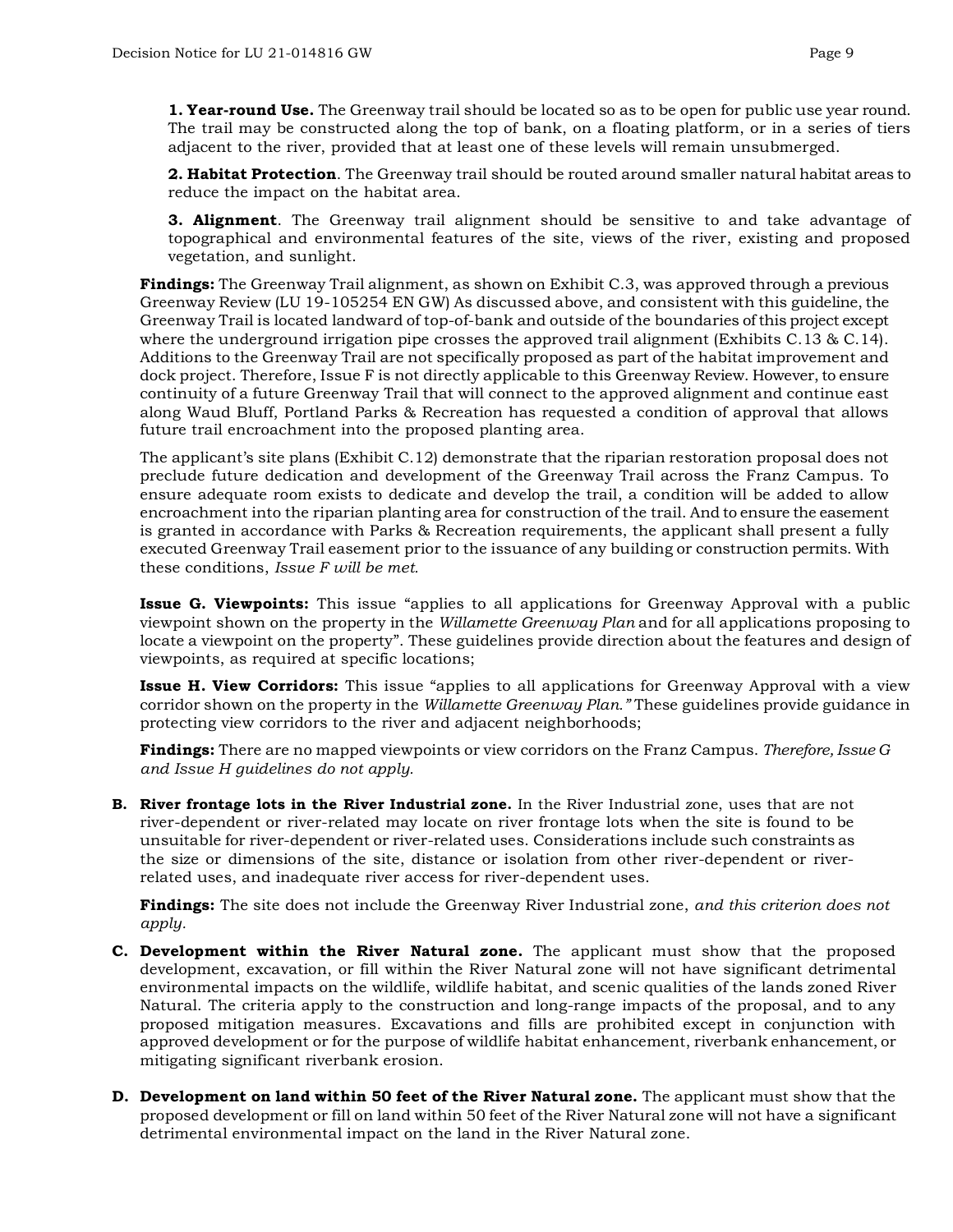**1. Year-round Use.** The Greenway trail should be located so as to be open for public use year round. The trail may be constructed along the top of bank, on a floating platform, or in a series of tiers adjacent to the river, provided that at least one of these levels will remain unsubmerged.

**2. Habitat Protection**. The Greenway trail should be routed around smaller natural habitat areas to reduce the impact on the habitat area.

**3. Alignment**. The Greenway trail alignment should be sensitive to and take advantage of topographical and environmental features of the site, views of the river, existing and proposed vegetation, and sunlight.

**Findings:** The Greenway Trail alignment, as shown on Exhibit C.3, was approved through a previous Greenway Review (LU 19-105254 EN GW) As discussed above, and consistent with this guideline, the Greenway Trail is located landward of top-of-bank and outside of the boundaries of this project except where the underground irrigation pipe crosses the approved trail alignment (Exhibits C.13 & C.14). Additions to the Greenway Trail are not specifically proposed as part of the habitat improvement and dock project. Therefore, Issue F is not directly applicable to this Greenway Review. However, to ensure continuity of a future Greenway Trail that will connect to the approved alignment and continue east along Waud Bluff, Portland Parks & Recreation has requested a condition of approval that allows future trail encroachment into the proposed planting area.

The applicant's site plans (Exhibit C.12) demonstrate that the riparian restoration proposal does not preclude future dedication and development of the Greenway Trail across the Franz Campus. To ensure adequate room exists to dedicate and develop the trail, a condition will be added to allow encroachment into the riparian planting area for construction of the trail. And to ensure the easement is granted in accordance with Parks & Recreation requirements, the applicant shall present a fully executed Greenway Trail easement prior to the issuance of any building or construction permits. With these conditions, *Issue F will be met.*

**Issue G. Viewpoints:** This issue "applies to all applications for Greenway Approval with a public viewpoint shown on the property in the *Willamette Greenway Plan* and for all applications proposing to locate a viewpoint on the property". These guidelines provide direction about the features and design of viewpoints, as required at specific locations;

**Issue H. View Corridors:** This issue "applies to all applications for Greenway Approval with a view corridor shown on the property in the *Willamette Greenway Plan."* These guidelines provide guidance in protecting view corridors to the river and adjacent neighborhoods;

**Findings:** There are no mapped viewpoints or view corridors on the Franz Campus. *Therefore, Issue G and Issue H guidelines do not apply.*

**B. River frontage lots in the River Industrial zone.** In the River Industrial zone, uses that are not river-dependent or river-related may locate on river frontage lots when the site is found to be unsuitable for river-dependent or river-related uses. Considerations include such constraints as the size or dimensions of the site, distance or isolation from other river-dependent or river-related uses, and inadequate river access for river-dependent uses.

**Findings:** The site does not include the Greenway River Industrial zone, *and this criterion does not apply.*

**C. Development within the River Natural zone.** The applicant must show that the proposed development, excavation, or fill within the River Natural zone will not have significant detrimental environmental impacts on the wildlife, wildlife habitat, and scenic qualities of the lands zoned River Natural. The criteria apply to the construction and long-range impacts of the proposal, and to any proposed mitigation measures. Excavations and fills are prohibited except in conjunction with approved development or for the purpose of wildlife habitat enhancement, riverbank enhancement, or mitigating significant riverbank erosion.

**D. Development on land within 50 feet of the River Natural zone.** The applicant must show that the proposed development or fill on land within 50 feet of the River Natural zone will not have a significant detrimental environmental impact on the land in the River Natural zone.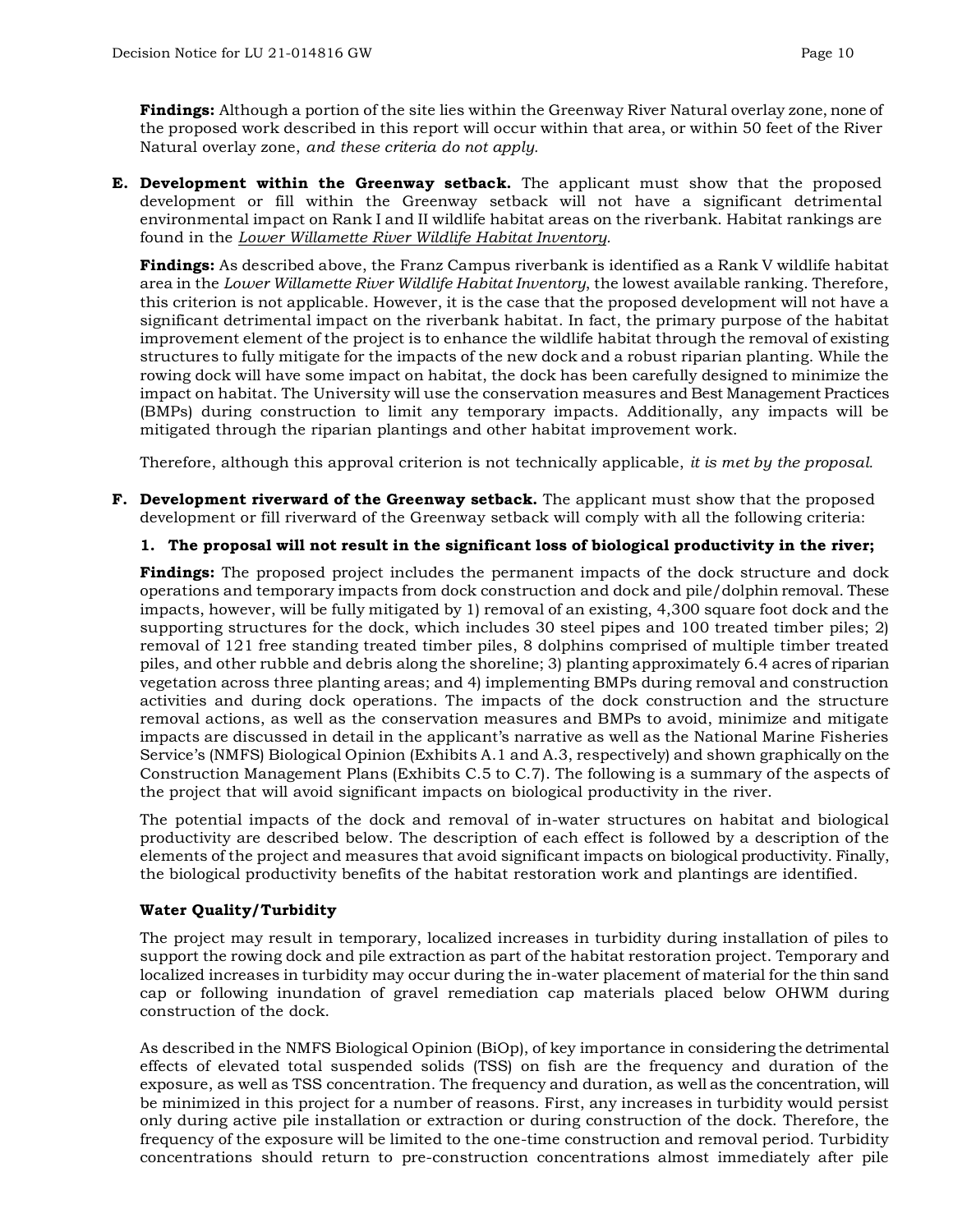**Findings:** Although a portion of the site lies within the Greenway River Natural overlay zone, none of the proposed work described in this report will occur within that area, or within 50 feet of the River Natural overlay zone, *and these criteria do not apply.*

**E. Development within the Greenway setback.** The applicant must show that the proposed development or fill within the Greenway setback will not have a significant detrimental environmental impact on Rank I and II wildlife habitat areas on the riverbank. Habitat rankings are found in the *Lower Willamette River Wildlife Habitat Inventory*.

**Findings:** As described above, the Franz Campus riverbank is identified as a Rank V wildlife habitat area in the *Lower Willamette River Wildlife Habitat Inventory*, the lowest available ranking. Therefore, this criterion is not applicable. However, it is the case that the proposed development will not have a significant detrimental impact on the riverbank habitat. In fact, the primary purpose of the habitat improvement element of the project is to enhance the wildlife habitat through the removal of existing structures to fully mitigate for the impacts of the new dock and a robust riparian planting. While the rowing dock will have some impact on habitat, the dock has been carefully designed to minimize the impact on habitat. The University will use the conservation measures and Best Management Practices (BMPs) during construction to limit any temporary impacts. Additionally, any impacts will be mitigated through the riparian plantings and other habitat improvement work.

Therefore, although this approval criterion is not technically applicable, *it is met by the proposal.*

**F. Development riverward of the Greenway setback.** The applicant must show that the proposed development or fill riverward of the Greenway setback will comply with all the following criteria:

**1. The proposal will not result in the significant loss of biological productivity in the river;**

**Findings:** The proposed project includes the permanent impacts of the dock structure and dock operations and temporary impacts from dock construction and dock and pile/dolphin removal. These impacts, however, will be fully mitigated by 1) removal of an existing, 4,300 square foot dock and the supporting structures for the dock, which includes 30 steel pipes and 100 treated timber piles; 2) removal of 121 free standing treated timber piles, 8 dolphins comprised of multiple timber treated piles, and other rubble and debris along the shoreline; 3) planting approximately 6.4 acres of riparian vegetation across three planting areas; and 4) implementing BMPs during removal and construction activities and during dock operations. The impacts of the dock construction and the structure removal actions, as well as the conservation measures and BMPs to avoid, minimize and mitigate impacts are discussed in detail in the applicant's narrative as well as the National Marine Fisheries Service's (NMFS) Biological Opinion (Exhibits A.1 and A.3, respectively) and shown graphically on the Construction Management Plans (Exhibits C.5 to C.7). The following is a summary of the aspects of the project that will avoid significant impacts on biological productivity in the river.

The potential impacts of the dock and removal of in-water structures on habitat and biological productivity are described below. The description of each effect is followed by a description of the elements of the project and measures that avoid significant impacts on biological productivity. Finally, the biological productivity benefits of the habitat restoration work and plantings are identified.

**Water Quality/Turbidity**

The project may result in temporary, localized increases in turbidity during installation of piles to support the rowing dock and pile extraction as part of the habitat restoration project. Temporary and localized increases in turbidity may occur during the in-water placement of material for the thin sand cap or following inundation of gravel remediation cap materials placed below OHWM during construction of the dock.

As described in the NMFS Biological Opinion (BiOp), of key importance in considering the detrimental effects of elevated total suspended solids (TSS) on fish are the frequency and duration of the exposure, as well as TSS concentration. The frequency and duration, as well as the concentration, will be minimized in this project for a number of reasons. First, any increases in turbidity would persist only during active pile installation or extraction or during construction of the dock. Therefore, the frequency of the exposure will be limited to the one-time construction and removal period. Turbidity concentrations should return to pre-construction concentrations almost immediately after pile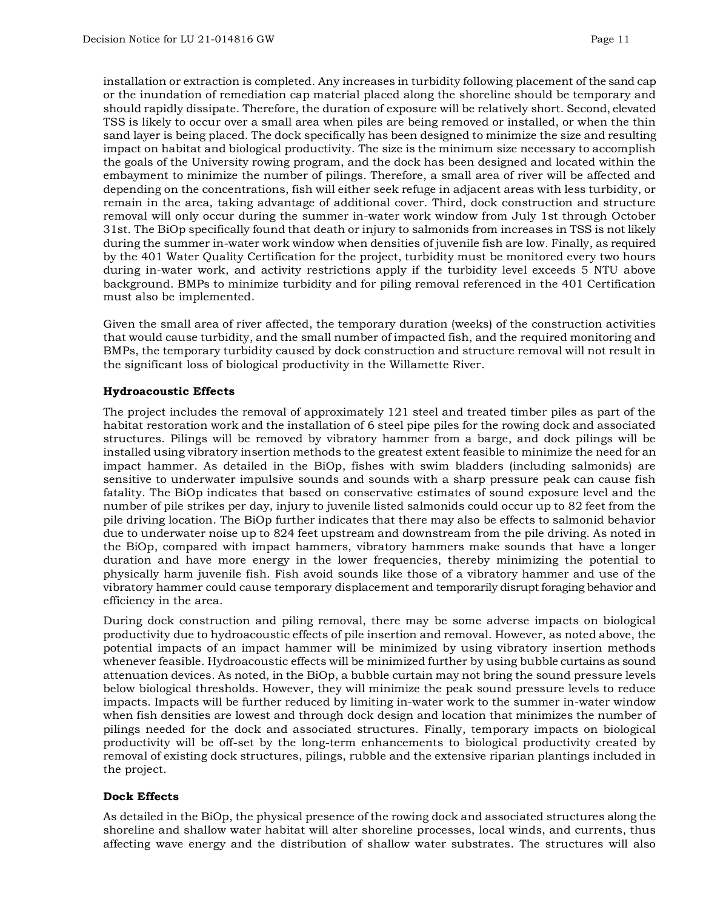installation or extraction is completed. Any increases in turbidity following placement of the sand cap or the inundation of remediation cap material placed along the shoreline should be temporary and should rapidly dissipate. Therefore, the duration of exposure will be relatively short. Second, elevated TSS is likely to occur over a small area when piles are being removed or installed, or when the thin sand layer is being placed. The dock specifically has been designed to minimize the size and resulting impact on habitat and biological productivity. The size is the minimum size necessary to accomplish the goals of the University rowing program, and the dock has been designed and located within the embayment to minimize the number of pilings. Therefore, a small area of river will be affected and depending on the concentrations, fish will either seek refuge in adjacent areas with less turbidity, or remain in the area, taking advantage of additional cover. Third, dock construction and structure removal will only occur during the summer in-water work window from July 1st through October 31st. The BiOp specifically found that death or injury to salmonids from increases in TSS is not likely during the summer in-water work window when densities of juvenile fish are low. Finally, as required by the 401 Water Quality Certification for the project, turbidity must be monitored every two hours during in-water work, and activity restrictions apply if the turbidity level exceeds 5 NTU above background. BMPs to minimize turbidity and for piling removal referenced in the 401 Certification must also be implemented.

Given the small area of river affected, the temporary duration (weeks) of the construction activities that would cause turbidity, and the small number of impacted fish, and the required monitoring and BMPs, the temporary turbidity caused by dock construction and structure removal will not result in the significant loss of biological productivity in the Willamette River.

**Hydroacoustic Effects**

The project includes the removal of approximately 121 steel and treated timber piles as part of the habitat restoration work and the installation of 6 steel pipe piles for the rowing dock and associated structures. Pilings will be removed by vibratory hammer from a barge, and dock pilings will be installed using vibratory insertion methods to the greatest extent feasible to minimize the need for an impact hammer. As detailed in the BiOp, fishes with swim bladders (including salmonids) are sensitive to underwater impulsive sounds and sounds with a sharp pressure peak can cause fish fatality. The BiOp indicates that based on conservative estimates of sound exposure level and the number of pile strikes per day, injury to juvenile listed salmonids could occur up to 82 feet from the pile driving location. The BiOp further indicates that there may also be effects to salmonid behavior due to underwater noise up to 824 feet upstream and downstream from the pile driving. As noted in the BiOp, compared with impact hammers, vibratory hammers make sounds that have a longer duration and have more energy in the lower frequencies, thereby minimizing the potential to physically harm juvenile fish. Fish avoid sounds like those of a vibratory hammer and use of the vibratory hammer could cause temporary displacement and temporarily disrupt foraging behavior and efficiency in the area.

During dock construction and piling removal, there may be some adverse impacts on biological productivity due to hydroacoustic effects of pile insertion and removal. However, as noted above, the potential impacts of an impact hammer will be minimized by using vibratory insertion methods whenever feasible. Hydroacoustic effects will be minimized further by using bubble curtains as sound attenuation devices. As noted, in the BiOp, a bubble curtain may not bring the sound pressure levels below biological thresholds. However, they will minimize the peak sound pressure levels to reduce impacts. Impacts will be further reduced by limiting in-water work to the summer in-water window when fish densities are lowest and through dock design and location that minimizes the number of pilings needed for the dock and associated structures. Finally, temporary impacts on biological productivity will be off-set by the long-term enhancements to biological productivity created by removal of existing dock structures, pilings, rubble and the extensive riparian plantings included in the project.

**Dock Effects**

As detailed in the BiOp, the physical presence of the rowing dock and associated structures along the shoreline and shallow water habitat will alter shoreline processes, local winds, and currents, thus affecting wave energy and the distribution of shallow water substrates. The structures will also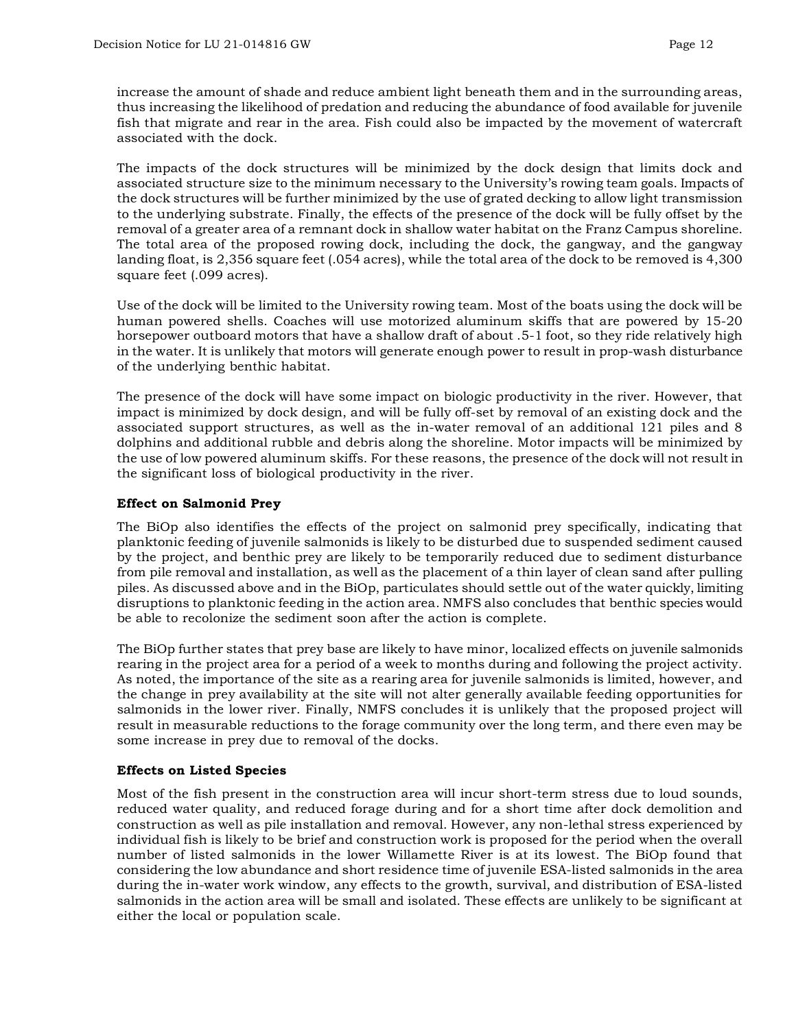increase the amount of shade and reduce ambient light beneath them and in the surrounding areas, thus increasing the likelihood of predation and reducing the abundance of food available for juvenile fish that migrate and rear in the area. Fish could also be impacted by the movement of watercraft associated with the dock.

The impacts of the dock structures will be minimized by the dock design that limits dock and associated structure size to the minimum necessary to the University's rowing team goals. Impacts of the dock structures will be further minimized by the use of grated decking to allow light transmission to the underlying substrate. Finally, the effects of the presence of the dock will be fully offset by the removal of a greater area of a remnant dock in shallow water habitat on the Franz Campus shoreline. The total area of the proposed rowing dock, including the dock, the gangway, and the gangway landing float, is 2,356 square feet (.054 acres), while the total area of the dock to be removed is 4,300 square feet (.099 acres).

Use of the dock will be limited to the University rowing team. Most of the boats using the dock will be human powered shells. Coaches will use motorized aluminum skiffs that are powered by 15-20 horsepower outboard motors that have a shallow draft of about .5-1 foot, so they ride relatively high in the water. It is unlikely that motors will generate enough power to result in prop-wash disturbance of the underlying benthic habitat.

The presence of the dock will have some impact on biologic productivity in the river. However, that impact is minimized by dock design, and will be fully off-set by removal of an existing dock and the associated support structures, as well as the in-water removal of an additional 121 piles and 8 dolphins and additional rubble and debris along the shoreline. Motor impacts will be minimized by the use of low powered aluminum skiffs. For these reasons, the presence of the dock will not result in the significant loss of biological productivity in the river.

**Effect on Salmonid Prey**

The BiOp also identifies the effects of the project on salmonid prey specifically, indicating that planktonic feeding of juvenile salmonids is likely to be disturbed due to suspended sediment caused by the project, and benthic prey are likely to be temporarily reduced due to sediment disturbance from pile removal and installation, as well as the placement of a thin layer of clean sand after pulling piles. As discussed above and in the BiOp, particulates should settle out of the water quickly, limiting disruptions to planktonic feeding in the action area. NMFS also concludes that benthic species would be able to recolonize the sediment soon after the action is complete.

The BiOp further states that prey base are likely to have minor, localized effects on juvenile salmonids rearing in the project area for a period of a week to months during and following the project activity. As noted, the importance of the site as a rearing area for juvenile salmonids is limited, however, and the change in prey availability at the site will not alter generally available feeding opportunities for salmonids in the lower river. Finally, NMFS concludes it is unlikely that the proposed project will result in measurable reductions to the forage community over the long term, and there even may be some increase in prey due to removal of the docks.

**Effects on Listed Species**

Most of the fish present in the construction area will incur short-term stress due to loud sounds, reduced water quality, and reduced forage during and for a short time after dock demolition and construction as well as pile installation and removal. However, any non-lethal stress experienced by individual fish is likely to be brief and construction work is proposed for the period when the overall number of listed salmonids in the lower Willamette River is at its lowest. The BiOp found that considering the low abundance and short residence time of juvenile ESA-listed salmonids in the area during the in-water work window, any effects to the growth, survival, and distribution of ESA-listed salmonids in the action area will be small and isolated. These effects are unlikely to be significant at either the local or population scale.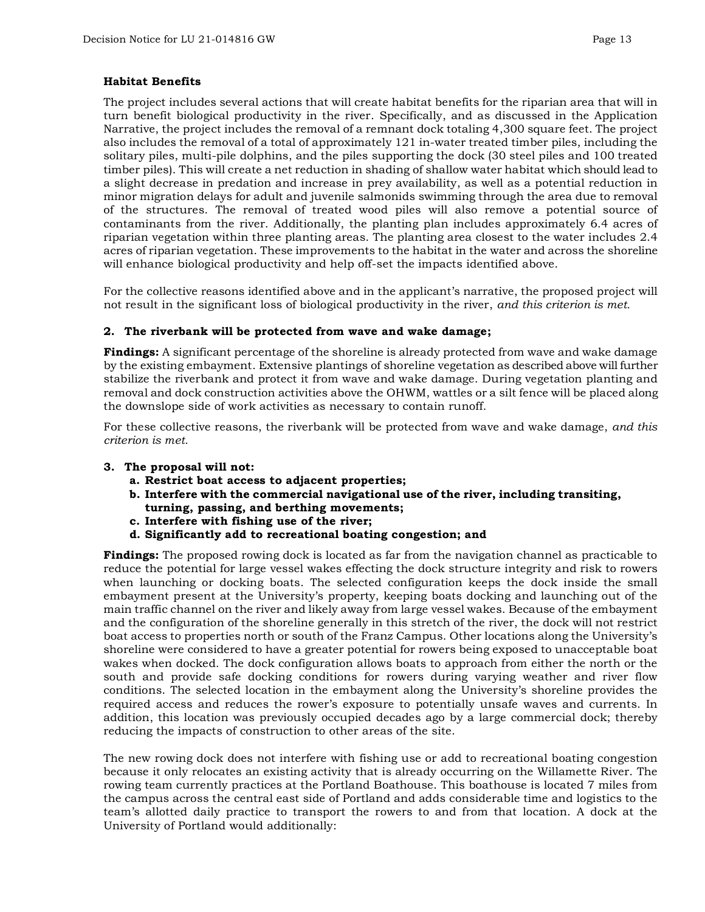**Habitat Benefits**

The project includes several actions that will create habitat benefits for the riparian area that will in turn benefit biological productivity in the river. Specifically, and as discussed in the Application Narrative, the project includes the removal of a remnant dock totaling 4,300 square feet. The project also includes the removal of a total of approximately 121 in-water treated timber piles, including the solitary piles, multi-pile dolphins, and the piles supporting the dock (30 steel piles and 100 treated timber piles). This will create a net reduction in shading of shallow water habitat which should lead to a slight decrease in predation and increase in prey availability, as well as a potential reduction in minor migration delays for adult and juvenile salmonids swimming through the area due to removal of the structures. The removal of treated wood piles will also remove a potential source of contaminants from the river. Additionally, the planting plan includes approximately 6.4 acres of riparian vegetation within three planting areas. The planting area closest to the water includes 2.4 acres of riparian vegetation. These improvements to the habitat in the water and across the shoreline will enhance biological productivity and help off-set the impacts identified above.

For the collective reasons identified above and in the applicant's narrative, the proposed project will not result in the significant loss of biological productivity in the river, *and this criterion is met.*

**2. The riverbank will be protected from wave and wake damage;**

**Findings:** A significant percentage of the shoreline is already protected from wave and wake damage by the existing embayment. Extensive plantings of shoreline vegetation as described above will further stabilize the riverbank and protect it from wave and wake damage. During vegetation planting and removal and dock construction activities above the OHWM, wattles or a silt fence will be placed along the downslope side of work activities as necessary to contain runoff.

For these collective reasons, the riverbank will be protected from wave and wake damage, *and this criterion is met.*

**3. The proposal will not:**

- **a. Restrict boat access to adjacent properties;**
- **b. Interfere with the commercial navigational use of the river, including transiting, turning, passing, and berthing movements;**
- **c. Interfere with fishing use of the river;**
- **d. Significantly add to recreational boating congestion; and**

**Findings:** The proposed rowing dock is located as far from the navigation channel as practicable to reduce the potential for large vessel wakes effecting the dock structure integrity and risk to rowers when launching or docking boats. The selected configuration keeps the dock inside the small embayment present at the University's property, keeping boats docking and launching out of the main traffic channel on the river and likely away from large vessel wakes. Because of the embayment and the configuration of the shoreline generally in this stretch of the river, the dock will not restrict boat access to properties north or south of the Franz Campus. Other locations along the University's shoreline were considered to have a greater potential for rowers being exposed to unacceptable boat wakes when docked. The dock configuration allows boats to approach from either the north or the south and provide safe docking conditions for rowers during varying weather and river flow conditions. The selected location in the embayment along the University's shoreline provides the required access and reduces the rower's exposure to potentially unsafe waves and currents. In addition, this location was previously occupied decades ago by a large commercial dock; thereby reducing the impacts of construction to other areas of the site.

The new rowing dock does not interfere with fishing use or add to recreational boating congestion because it only relocates an existing activity that is already occurring on the Willamette River. The rowing team currently practices at the Portland Boathouse. This boathouse is located 7 miles from the campus across the central east side of Portland and adds considerable time and logistics to the team's allotted daily practice to transport the rowers to and from that location. A dock at the University of Portland would additionally: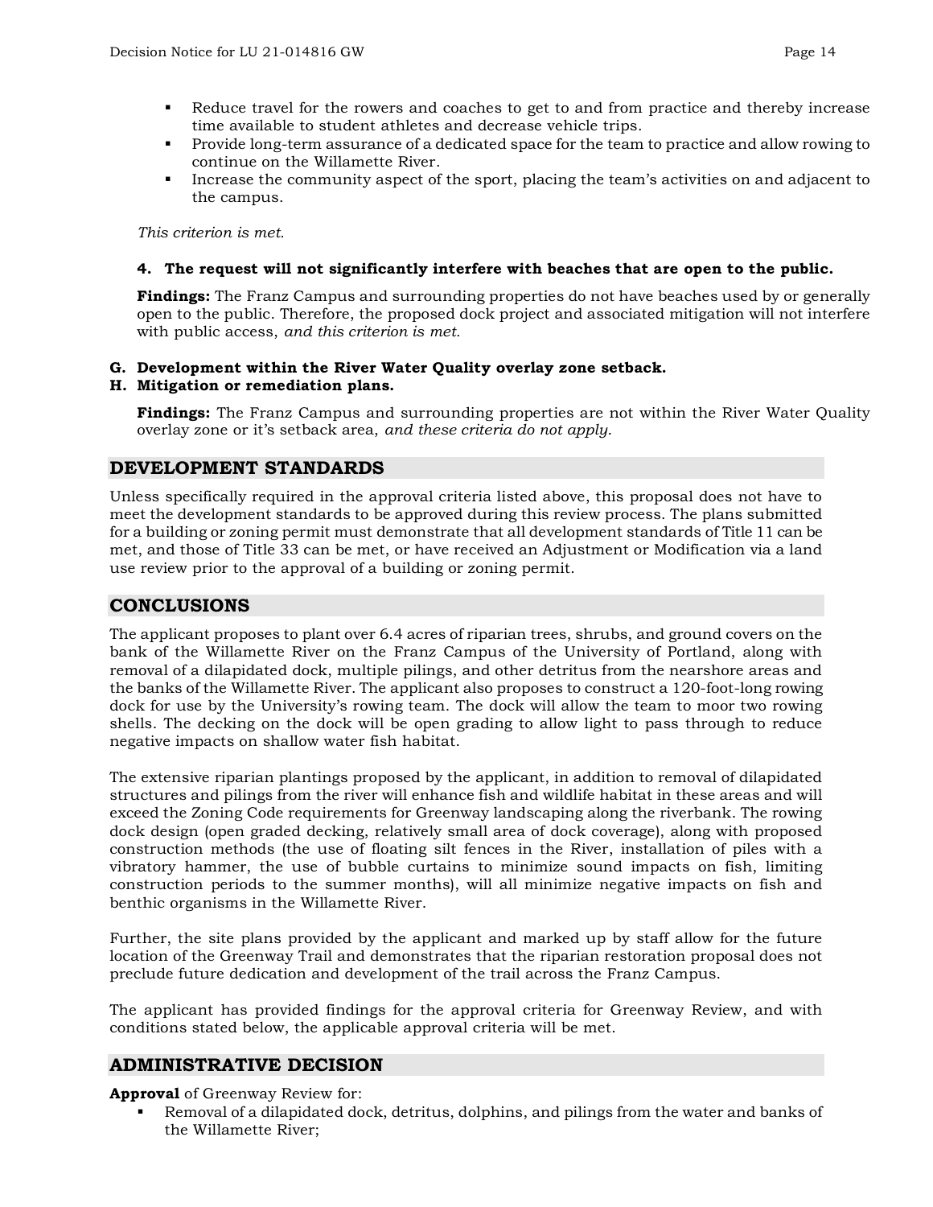- Reduce travel for the rowers and coaches to get to and from practice and thereby increase time available to student athletes and decrease vehicle trips.
- Provide long-term assurance of a dedicated space for the team to practice and allow rowing to continue on the Willamette River.
- Increase the community aspect of the sport, placing the team's activities on and adjacent to the campus.

*This criterion is met.*

**4. The request will not significantly interfere with beaches that are open to the public.**

**Findings:** The Franz Campus and surrounding properties do not have beaches used by or generally open to the public. Therefore, the proposed dock project and associated mitigation will not interfere with public access, *and this criterion is met.*

**G. Development within the River Water Quality overlay zone setback.**

**H. Mitigation or remediation plans.**

**Findings:** The Franz Campus and surrounding properties are not within the River Water Quality overlay zone or it's setback area, *and these criteria do not apply.*

## DEVELOPMENT STANDARDS

Unless specifically required in the approval criteria listed above, this proposal does not have to meet the development standards to be approved during this review process. The plans submitted for a building or zoning permit must demonstrate that all development standards of Title 11 can be met, and those of Title 33 can be met, or have received an Adjustment or Modification via a land use review prior to the approval of a building or zoning permit.

## CONCLUSIONS

The applicant proposes to plant over 6.4 acres of riparian trees, shrubs, and ground covers on the bank of the Willamette River on the Franz Campus of the University of Portland, along with removal of a dilapidated dock, multiple pilings, and other detritus from the nearshore areas and the banks of the Willamette River. The applicant also proposes to construct a 120-foot-long rowing dock for use by the University's rowing team. The dock will allow the team to moor two rowing shells. The decking on the dock will be open grading to allow light to pass through to reduce negative impacts on shallow water fish habitat.

The extensive riparian plantings proposed by the applicant, in addition to removal of dilapidated structures and pilings from the river will enhance fish and wildlife habitat in these areas and will exceed the Zoning Code requirements for Greenway landscaping along the riverbank. The rowing dock design (open graded decking, relatively small area of dock coverage), along with proposed construction methods (the use of floating silt fences in the River, installation of piles with a vibratory hammer, the use of bubble curtains to minimize sound impacts on fish, limiting construction periods to the summer months), will all minimize negative impacts on fish and benthic organisms in the Willamette River.

Further, the site plans provided by the applicant and marked up by staff allow for the future location of the Greenway Trail and demonstrates that the riparian restoration proposal does not preclude future dedication and development of the trail across the Franz Campus.

The applicant has provided findings for the approval criteria for Greenway Review, and with conditions stated below, the applicable approval criteria will be met.

## ADMINISTRATIVE DECISION

**Approval** of Greenway Review for:

- Removal of a dilapidated dock, detritus, dolphins, and pilings from the water and banks of the Willamette River;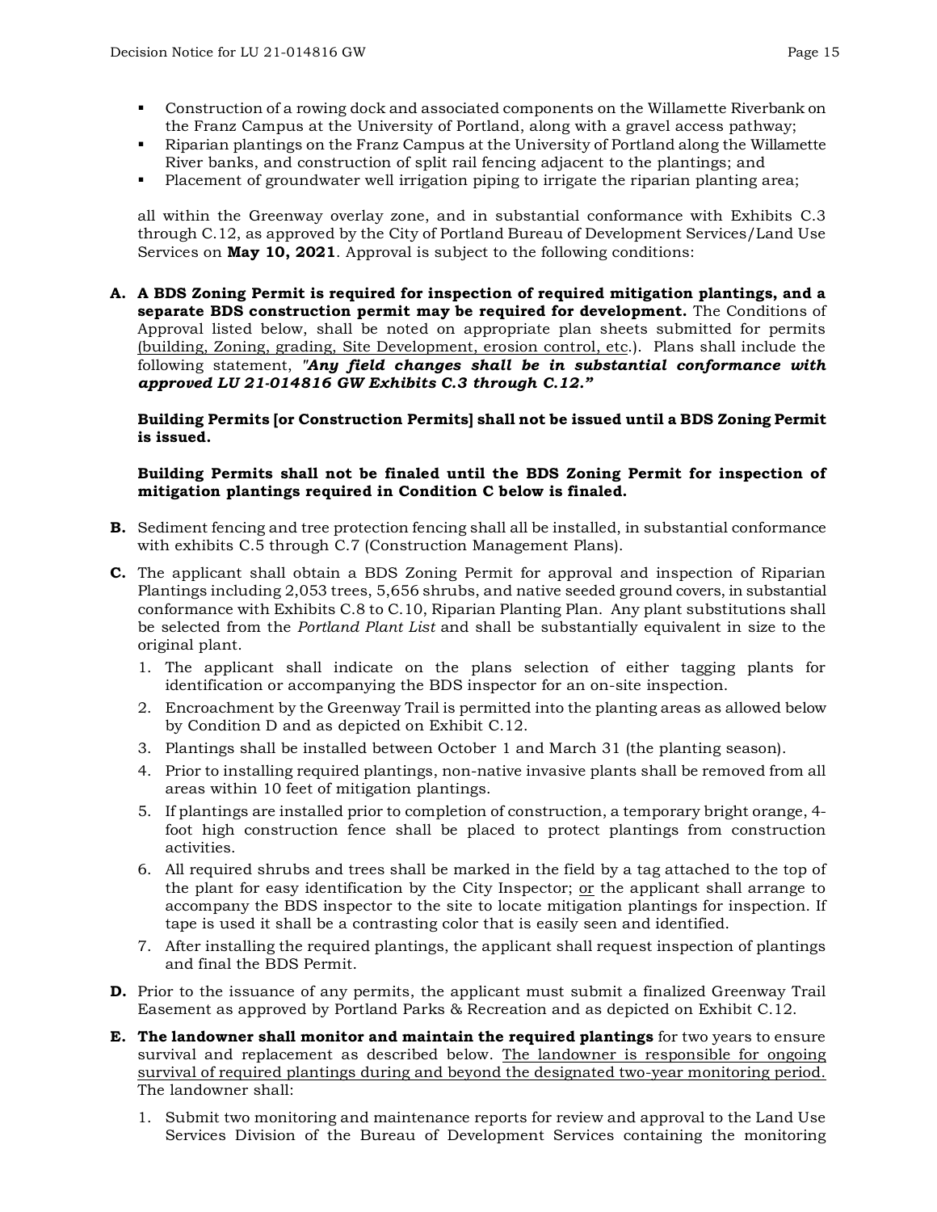- Construction of a rowing dock and associated components on the Willamette Riverbank on the Franz Campus at the University of Portland, along with a gravel access pathway;
- Riparian plantings on the Franz Campus at the University of Portland along the Willamette River banks, and construction of split rail fencing adjacent to the plantings; and
- Placement of groundwater well irrigation piping to irrigate the riparian planting area;

all within the Greenway overlay zone, and in substantial conformance with Exhibits C.3 through C.12, as approved by the City of Portland Bureau of Development Services/Land Use Services on **May 10, 2021**. Approval is subject to the following conditions:

**A. A BDS Zoning Permit is required for inspection of required mitigation plantings, and a separate BDS construction permit may be required for development.** The Conditions of Approval listed below, shall be noted on appropriate plan sheets submitted for permits (building, Zoning, grading, Site Development, erosion control, etc.). Plans shall include the following statement, ***"Any field changes shall be in substantial conformance with approved LU 21-014816 GW Exhibits C.3 through C.12."***

**Building Permits [or Construction Permits] shall not be issued until a BDS Zoning Permit is issued.**

**Building Permits shall not be finaled until the BDS Zoning Permit for inspection of mitigation plantings required in Condition C below is finaled.**

**B.** Sediment fencing and tree protection fencing shall all be installed, in substantial conformance with exhibits C.5 through C.7 (Construction Management Plans).

**C.** The applicant shall obtain a BDS Zoning Permit for approval and inspection of Riparian Plantings including 2,053 trees, 5,656 shrubs, and native seeded ground covers, in substantial conformance with Exhibits C.8 to C.10, Riparian Planting Plan. Any plant substitutions shall be selected from the *Portland Plant List* and shall be substantially equivalent in size to the original plant.

1. The applicant shall indicate on the plans selection of either tagging plants for identification or accompanying the BDS inspector for an on-site inspection.
2. Encroachment by the Greenway Trail is permitted into the planting areas as allowed below by Condition D and as depicted on Exhibit C.12.
3. Plantings shall be installed between October 1 and March 31 (the planting season).
4. Prior to installing required plantings, non-native invasive plants shall be removed from all areas within 10 feet of mitigation plantings.
5. If plantings are installed prior to completion of construction, a temporary bright orange, 4-foot high construction fence shall be placed to protect plantings from construction activities.
6. All required shrubs and trees shall be marked in the field by a tag attached to the top of the plant for easy identification by the City Inspector; or the applicant shall arrange to accompany the BDS inspector to the site to locate mitigation plantings for inspection. If tape is used it shall be a contrasting color that is easily seen and identified.
7. After installing the required plantings, the applicant shall request inspection of plantings and final the BDS Permit.

**D.** Prior to the issuance of any permits, the applicant must submit a finalized Greenway Trail Easement as approved by Portland Parks & Recreation and as depicted on Exhibit C.12.

**E. The landowner shall monitor and maintain the required plantings** for two years to ensure survival and replacement as described below. The landowner is responsible for ongoing survival of required plantings during and beyond the designated two-year monitoring period. The landowner shall:

1. Submit two monitoring and maintenance reports for review and approval to the Land Use Services Division of the Bureau of Development Services containing the monitoring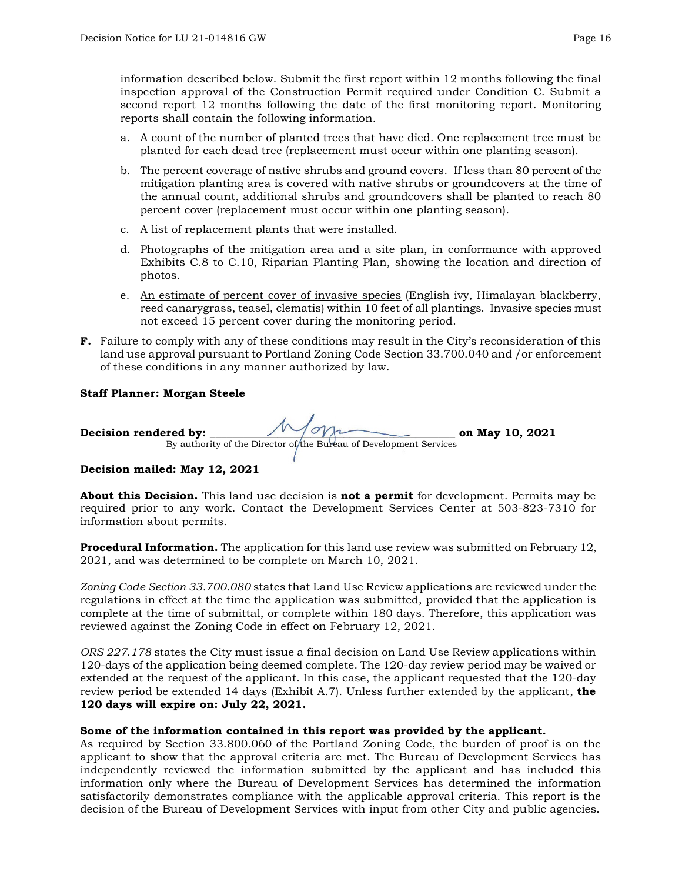information described below. Submit the first report within 12 months following the final inspection approval of the Construction Permit required under Condition C. Submit a second report 12 months following the date of the first monitoring report. Monitoring reports shall contain the following information.

a. A count of the number of planted trees that have died. One replacement tree must be planted for each dead tree (replacement must occur within one planting season).

b. The percent coverage of native shrubs and ground covers. If less than 80 percent of the mitigation planting area is covered with native shrubs or groundcovers at the time of the annual count, additional shrubs and groundcovers shall be planted to reach 80 percent cover (replacement must occur within one planting season).

c. A list of replacement plants that were installed.

d. Photographs of the mitigation area and a site plan, in conformance with approved Exhibits C.8 to C.10, Riparian Planting Plan, showing the location and direction of photos.

e. An estimate of percent cover of invasive species (English ivy, Himalayan blackberry, reed canarygrass, teasel, clematis) within 10 feet of all plantings. Invasive species must not exceed 15 percent cover during the monitoring period.

**F.** Failure to comply with any of these conditions may result in the City's reconsideration of this land use approval pursuant to Portland Zoning Code Section 33.700.040 and /or enforcement of these conditions in any manner authorized by law.

**Staff Planner: Morgan Steele**

**Decision rendered by:** ____________________________ **on May 10, 2021**
By authority of the Director of the Bureau of Development Services

**Decision mailed: May 12, 2021**

**About this Decision.** This land use decision is **not a permit** for development. Permits may be required prior to any work. Contact the Development Services Center at 503-823-7310 for information about permits.

**Procedural Information.** The application for this land use review was submitted on February 12, 2021, and was determined to be complete on March 10, 2021.

*Zoning Code Section 33.700.080* states that Land Use Review applications are reviewed under the regulations in effect at the time the application was submitted, provided that the application is complete at the time of submittal, or complete within 180 days. Therefore, this application was reviewed against the Zoning Code in effect on February 12, 2021.

*ORS 227.178* states the City must issue a final decision on Land Use Review applications within 120-days of the application being deemed complete. The 120-day review period may be waived or extended at the request of the applicant. In this case, the applicant requested that the 120-day review period be extended 14 days (Exhibit A.7). Unless further extended by the applicant, **the 120 days will expire on: July 22, 2021.**

**Some of the information contained in this report was provided by the applicant.**
As required by Section 33.800.060 of the Portland Zoning Code, the burden of proof is on the applicant to show that the approval criteria are met. The Bureau of Development Services has independently reviewed the information submitted by the applicant and has included this information only where the Bureau of Development Services has determined the information satisfactorily demonstrates compliance with the applicable approval criteria. This report is the decision of the Bureau of Development Services with input from other City and public agencies.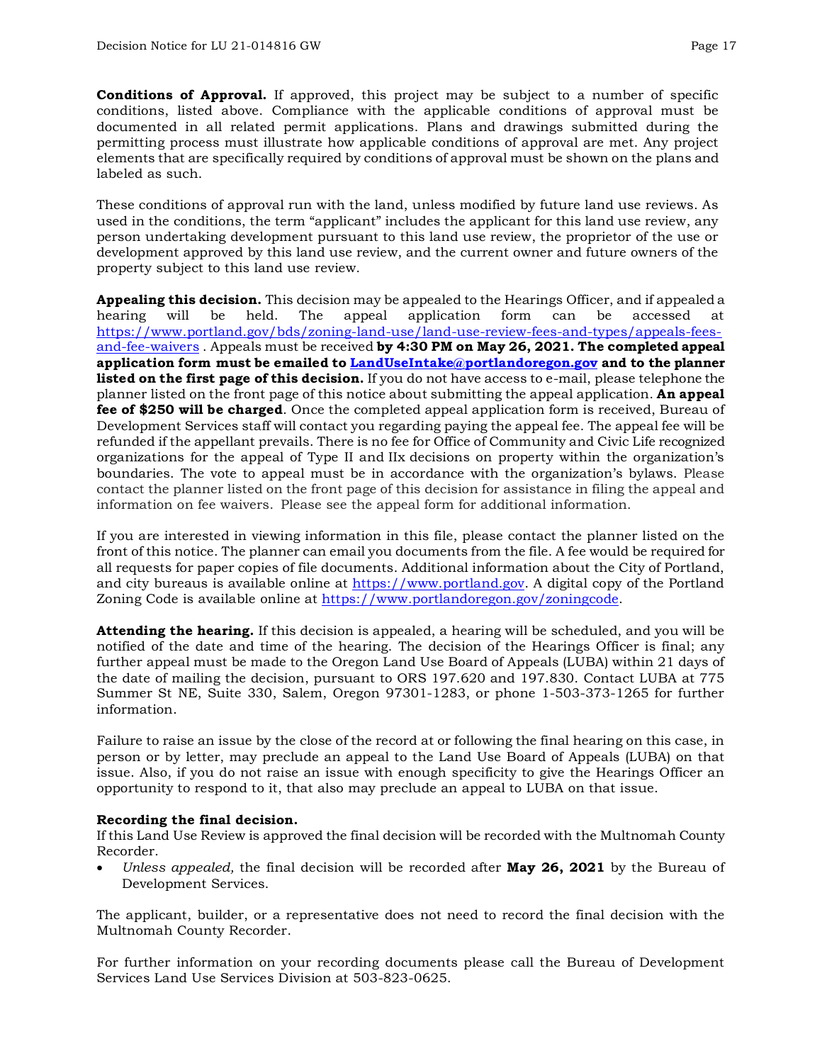**Conditions of Approval.** If approved, this project may be subject to a number of specific conditions, listed above. Compliance with the applicable conditions of approval must be documented in all related permit applications. Plans and drawings submitted during the permitting process must illustrate how applicable conditions of approval are met. Any project elements that are specifically required by conditions of approval must be shown on the plans and labeled as such.

These conditions of approval run with the land, unless modified by future land use reviews. As used in the conditions, the term "applicant" includes the applicant for this land use review, any person undertaking development pursuant to this land use review, the proprietor of the use or development approved by this land use review, and the current owner and future owners of the property subject to this land use review.

**Appealing this decision.** This decision may be appealed to the Hearings Officer, and if appealed a hearing will be held. The appeal application form can be accessed at https://www.portland.gov/bds/zoning-land-use/land-use-review-fees-and-types/appeals-fees-and-fee-waivers . Appeals must be received **by 4:30 PM on May 26, 2021. The completed appeal application form must be emailed to LandUseIntake@portlandoregon.gov and to the planner listed on the first page of this decision.** If you do not have access to e-mail, please telephone the planner listed on the front page of this notice about submitting the appeal application. **An appeal fee of $250 will be charged**. Once the completed appeal application form is received, Bureau of Development Services staff will contact you regarding paying the appeal fee. The appeal fee will be refunded if the appellant prevails. There is no fee for Office of Community and Civic Life recognized organizations for the appeal of Type II and IIx decisions on property within the organization's boundaries. The vote to appeal must be in accordance with the organization's bylaws. Please contact the planner listed on the front page of this decision for assistance in filing the appeal and information on fee waivers. Please see the appeal form for additional information.

If you are interested in viewing information in this file, please contact the planner listed on the front of this notice. The planner can email you documents from the file. A fee would be required for all requests for paper copies of file documents. Additional information about the City of Portland, and city bureaus is available online at https://www.portland.gov. A digital copy of the Portland Zoning Code is available online at https://www.portlandoregon.gov/zoningcode.

**Attending the hearing.** If this decision is appealed, a hearing will be scheduled, and you will be notified of the date and time of the hearing. The decision of the Hearings Officer is final; any further appeal must be made to the Oregon Land Use Board of Appeals (LUBA) within 21 days of the date of mailing the decision, pursuant to ORS 197.620 and 197.830. Contact LUBA at 775 Summer St NE, Suite 330, Salem, Oregon 97301-1283, or phone 1-503-373-1265 for further information.

Failure to raise an issue by the close of the record at or following the final hearing on this case, in person or by letter, may preclude an appeal to the Land Use Board of Appeals (LUBA) on that issue. Also, if you do not raise an issue with enough specificity to give the Hearings Officer an opportunity to respond to it, that also may preclude an appeal to LUBA on that issue.

**Recording the final decision.**
If this Land Use Review is approved the final decision will be recorded with the Multnomah County Recorder.

- *Unless appealed,* the final decision will be recorded after **May 26, 2021** by the Bureau of Development Services.

The applicant, builder, or a representative does not need to record the final decision with the Multnomah County Recorder.

For further information on your recording documents please call the Bureau of Development Services Land Use Services Division at 503-823-0625.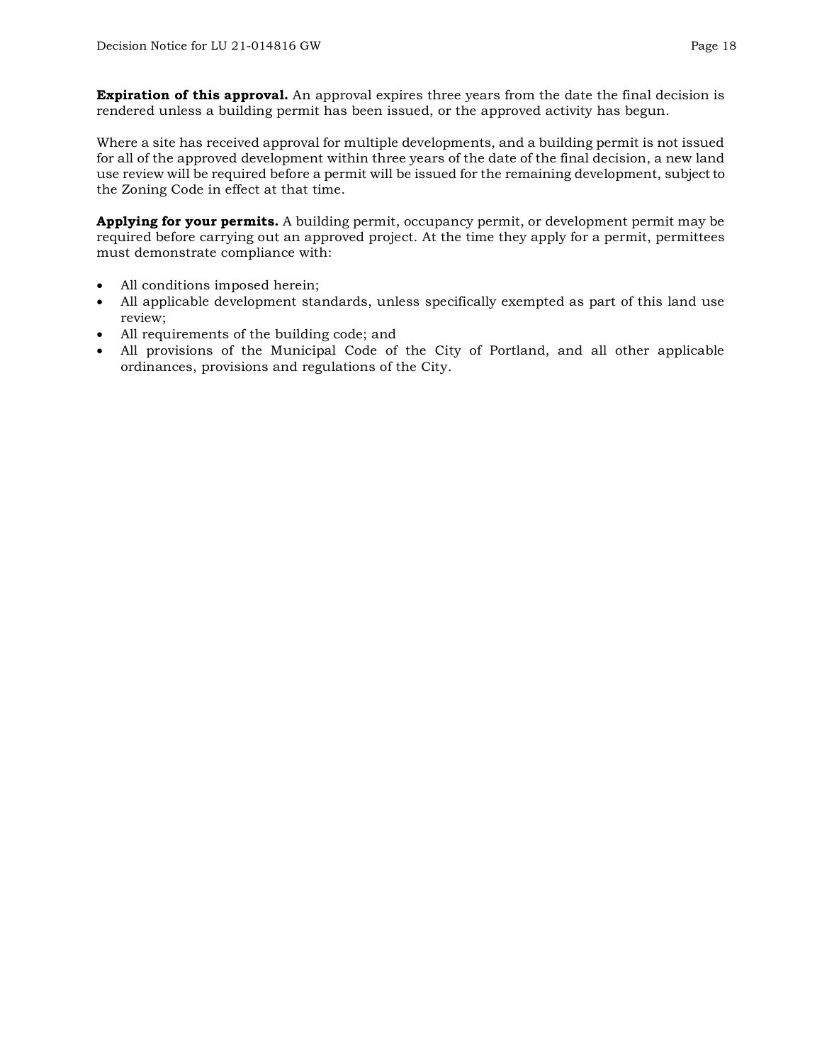**Expiration of this approval.** An approval expires three years from the date the final decision is rendered unless a building permit has been issued, or the approved activity has begun.

Where a site has received approval for multiple developments, and a building permit is not issued for all of the approved development within three years of the date of the final decision, a new land use review will be required before a permit will be issued for the remaining development, subject to the Zoning Code in effect at that time.

**Applying for your permits.** A building permit, occupancy permit, or development permit may be required before carrying out an approved project. At the time they apply for a permit, permittees must demonstrate compliance with:

- All conditions imposed herein;
- All applicable development standards, unless specifically exempted as part of this land use review;
- All requirements of the building code; and
- All provisions of the Municipal Code of the City of Portland, and all other applicable ordinances, provisions and regulations of the City.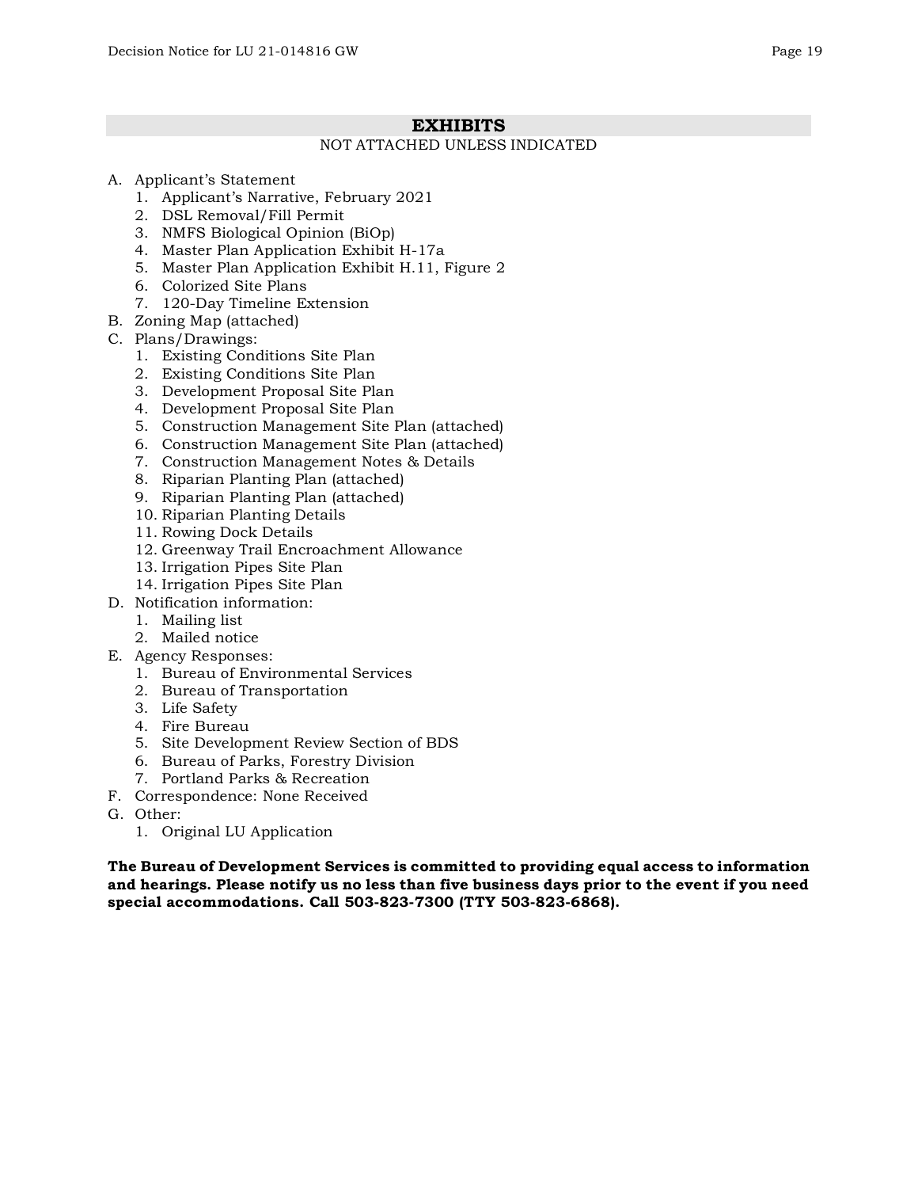## EXHIBITS

NOT ATTACHED UNLESS INDICATED

A. Applicant's Statement
   1. Applicant's Narrative, February 2021
   2. DSL Removal/Fill Permit
   3. NMFS Biological Opinion (BiOp)
   4. Master Plan Application Exhibit H-17a
   5. Master Plan Application Exhibit H.11, Figure 2
   6. Colorized Site Plans
   7. 120-Day Timeline Extension
B. Zoning Map (attached)
C. Plans/Drawings:
   1. Existing Conditions Site Plan
   2. Existing Conditions Site Plan
   3. Development Proposal Site Plan
   4. Development Proposal Site Plan
   5. Construction Management Site Plan (attached)
   6. Construction Management Site Plan (attached)
   7. Construction Management Notes & Details
   8. Riparian Planting Plan (attached)
   9. Riparian Planting Plan (attached)
   10. Riparian Planting Details
   11. Rowing Dock Details
   12. Greenway Trail Encroachment Allowance
   13. Irrigation Pipes Site Plan
   14. Irrigation Pipes Site Plan
D. Notification information:
   1. Mailing list
   2. Mailed notice
E. Agency Responses:
   1. Bureau of Environmental Services
   2. Bureau of Transportation
   3. Life Safety
   4. Fire Bureau
   5. Site Development Review Section of BDS
   6. Bureau of Parks, Forestry Division
   7. Portland Parks & Recreation
F. Correspondence: None Received
G. Other:
   1. Original LU Application

**The Bureau of Development Services is committed to providing equal access to information and hearings. Please notify us no less than five business days prior to the event if you need special accommodations. Call 503-823-7300 (TTY 503-823-6868).**